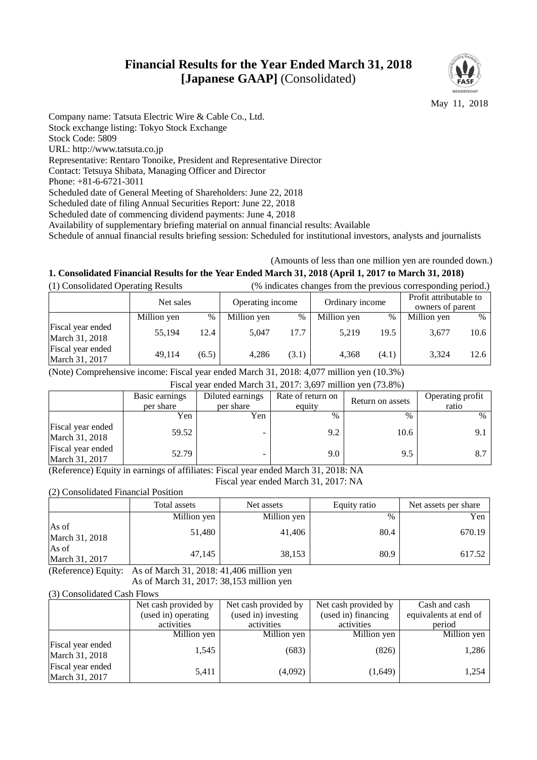# Financial Results for the Year Ended March 31, 2018
# [Japanese GAAP] (Consolidated)

May 11, 2018

Company name: Tatsuta Electric Wire & Cable Co., Ltd.
Stock exchange listing: Tokyo Stock Exchange
Stock Code: 5809
URL: http://www.tatsuta.co.jp
Representative: Rentaro Tonoike, President and Representative Director
Contact: Tetsuya Shibata, Managing Officer and Director
Phone: +81-6-6721-3011
Scheduled date of General Meeting of Shareholders: June 22, 2018
Scheduled date of filing Annual Securities Report: June 22, 2018
Scheduled date of commencing dividend payments: June 4, 2018
Availability of supplementary briefing material on annual financial results: Available
Schedule of annual financial results briefing session: Scheduled for institutional investors, analysts and journalists

(Amounts of less than one million yen are rounded down.)

### 1. Consolidated Financial Results for the Year Ended March 31, 2018 (April 1, 2017 to March 31, 2018)

(1) Consolidated Operating Results (% indicates changes from the previous corresponding period.)

| | Net sales | | Operating income | | Ordinary income | | Profit attributable to owners of parent | |
|---|---|---|---|---|---|---|---|---|
| | Million yen | % | Million yen | % | Million yen | % | Million yen | % |
| Fiscal year ended March 31, 2018 | 55,194 | 12.4 | 5,047 | 17.7 | 5,219 | 19.5 | 3,677 | 10.6 |
| Fiscal year ended March 31, 2017 | 49,114 | (6.5) | 4,286 | (3.1) | 4,368 | (4.1) | 3,324 | 12.6 |

(Note) Comprehensive income: Fiscal year ended March 31, 2018: 4,077 million yen (10.3%)
Fiscal year ended March 31, 2017: 3,697 million yen (73.8%)

| | Basic earnings per share | Diluted earnings per share | Rate of return on equity | Return on assets | Operating profit ratio |
|---|---|---|---|---|---|
| | Yen | Yen | % | % | % |
| Fiscal year ended March 31, 2018 | 59.52 | - | 9.2 | 10.6 | 9.1 |
| Fiscal year ended March 31, 2017 | 52.79 | - | 9.0 | 9.5 | 8.7 |

(Reference) Equity in earnings of affiliates: Fiscal year ended March 31, 2018: NA
Fiscal year ended March 31, 2017: NA

(2) Consolidated Financial Position

| | Total assets | Net assets | Equity ratio | Net assets per share |
|---|---|---|---|---|
| | Million yen | Million yen | % | Yen |
| As of March 31, 2018 | 51,480 | 41,406 | 80.4 | 670.19 |
| As of March 31, 2017 | 47,145 | 38,153 | 80.9 | 617.52 |

(Reference) Equity: As of March 31, 2018: 41,406 million yen
As of March 31, 2017: 38,153 million yen

(3) Consolidated Cash Flows

| | Net cash provided by (used in) operating activities | Net cash provided by (used in) investing activities | Net cash provided by (used in) financing activities | Cash and cash equivalents at end of period |
|---|---|---|---|---|
| | Million yen | Million yen | Million yen | Million yen |
| Fiscal year ended March 31, 2018 | 1,545 | (683) | (826) | 1,286 |
| Fiscal year ended March 31, 2017 | 5,411 | (4,092) | (1,649) | 1,254 |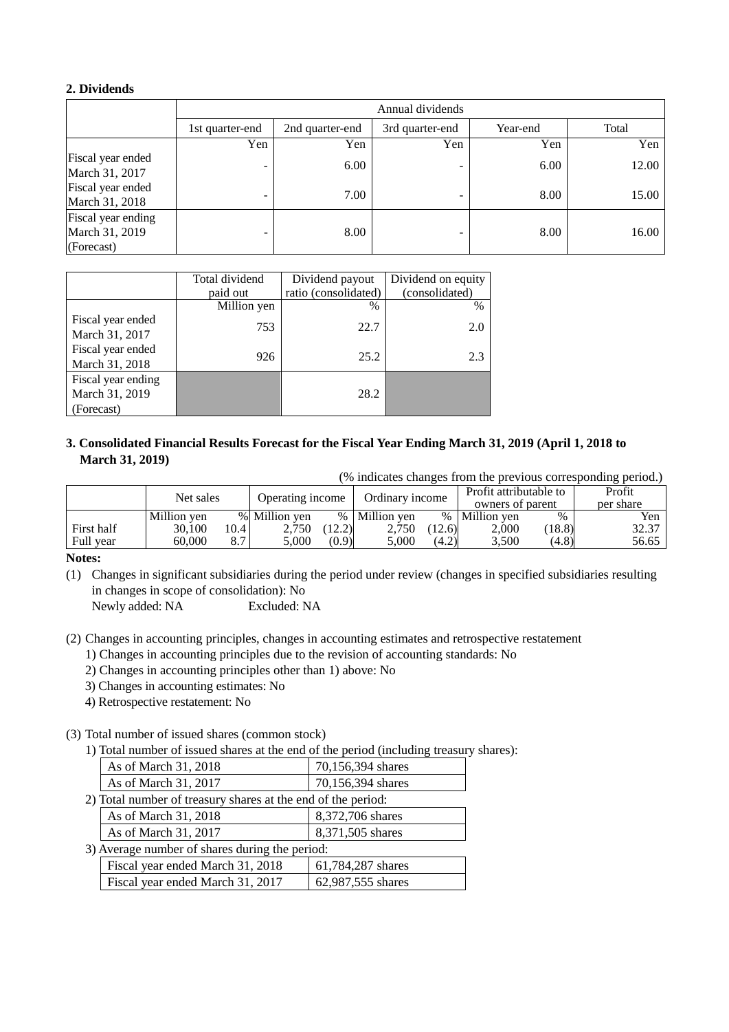## 2. Dividends

| | Annual dividends | | | | |
|---|---|---|---|---|---|
| | 1st quarter-end | 2nd quarter-end | 3rd quarter-end | Year-end | Total |
| | Yen | Yen | Yen | Yen | Yen |
| Fiscal year ended March 31, 2017 | - | 6.00 | - | 6.00 | 12.00 |
| Fiscal year ended March 31, 2018 | - | 7.00 | - | 8.00 | 15.00 |
| Fiscal year ending March 31, 2019 (Forecast) | - | 8.00 | - | 8.00 | 16.00 |

| | Total dividend paid out | Dividend payout ratio (consolidated) | Dividend on equity (consolidated) |
|---|---|---|---|
| | Million yen | % | % |
| Fiscal year ended March 31, 2017 | 753 | 22.7 | 2.0 |
| Fiscal year ended March 31, 2018 | 926 | 25.2 | 2.3 |
| Fiscal year ending March 31, 2019 (Forecast) | | 28.2 | |

## 3. Consolidated Financial Results Forecast for the Fiscal Year Ending March 31, 2019 (April 1, 2018 to March 31, 2019)

(% indicates changes from the previous corresponding period.)

| | Net sales | | Operating income | | Ordinary income | | Profit attributable to owners of parent | | Profit per share |
|---|---|---|---|---|---|---|---|---|---|
| | Million yen | % | Million yen | % | Million yen | % | Million yen | % | Yen |
| First half | 30,100 | 10.4 | 2,750 | (12.2) | 2,750 | (12.6) | 2,000 | (18.8) | 32.37 |
| Full year | 60,000 | 8.7 | 5,000 | (0.9) | 5,000 | (4.2) | 3,500 | (4.8) | 56.65 |

**Notes:**

(1) Changes in significant subsidiaries during the period under review (changes in specified subsidiaries resulting in changes in scope of consolidation): No
Newly added: NA     Excluded: NA

(2) Changes in accounting principles, changes in accounting estimates and retrospective restatement
1) Changes in accounting principles due to the revision of accounting standards: No
2) Changes in accounting principles other than 1) above: No
3) Changes in accounting estimates: No
4) Retrospective restatement: No

(3) Total number of issued shares (common stock)
1) Total number of issued shares at the end of the period (including treasury shares):

| | |
|---|---|
| As of March 31, 2018 | 70,156,394 shares |
| As of March 31, 2017 | 70,156,394 shares |

2) Total number of treasury shares at the end of the period:

| | |
|---|---|
| As of March 31, 2018 | 8,372,706 shares |
| As of March 31, 2017 | 8,371,505 shares |

3) Average number of shares during the period:

| | |
|---|---|
| Fiscal year ended March 31, 2018 | 61,784,287 shares |
| Fiscal year ended March 31, 2017 | 62,987,555 shares |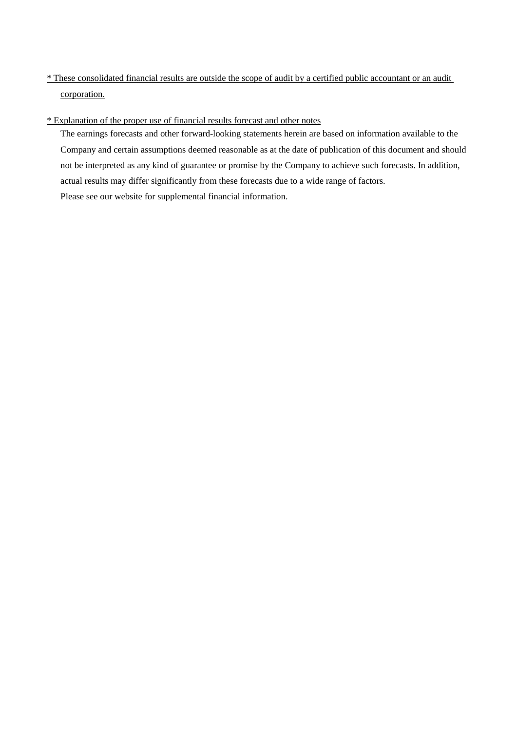* These consolidated financial results are outside the scope of audit by a certified public accountant or an audit corporation.

* Explanation of the proper use of financial results forecast and other notes

The earnings forecasts and other forward-looking statements herein are based on information available to the Company and certain assumptions deemed reasonable as at the date of publication of this document and should not be interpreted as any kind of guarantee or promise by the Company to achieve such forecasts. In addition, actual results may differ significantly from these forecasts due to a wide range of factors.

Please see our website for supplemental financial information.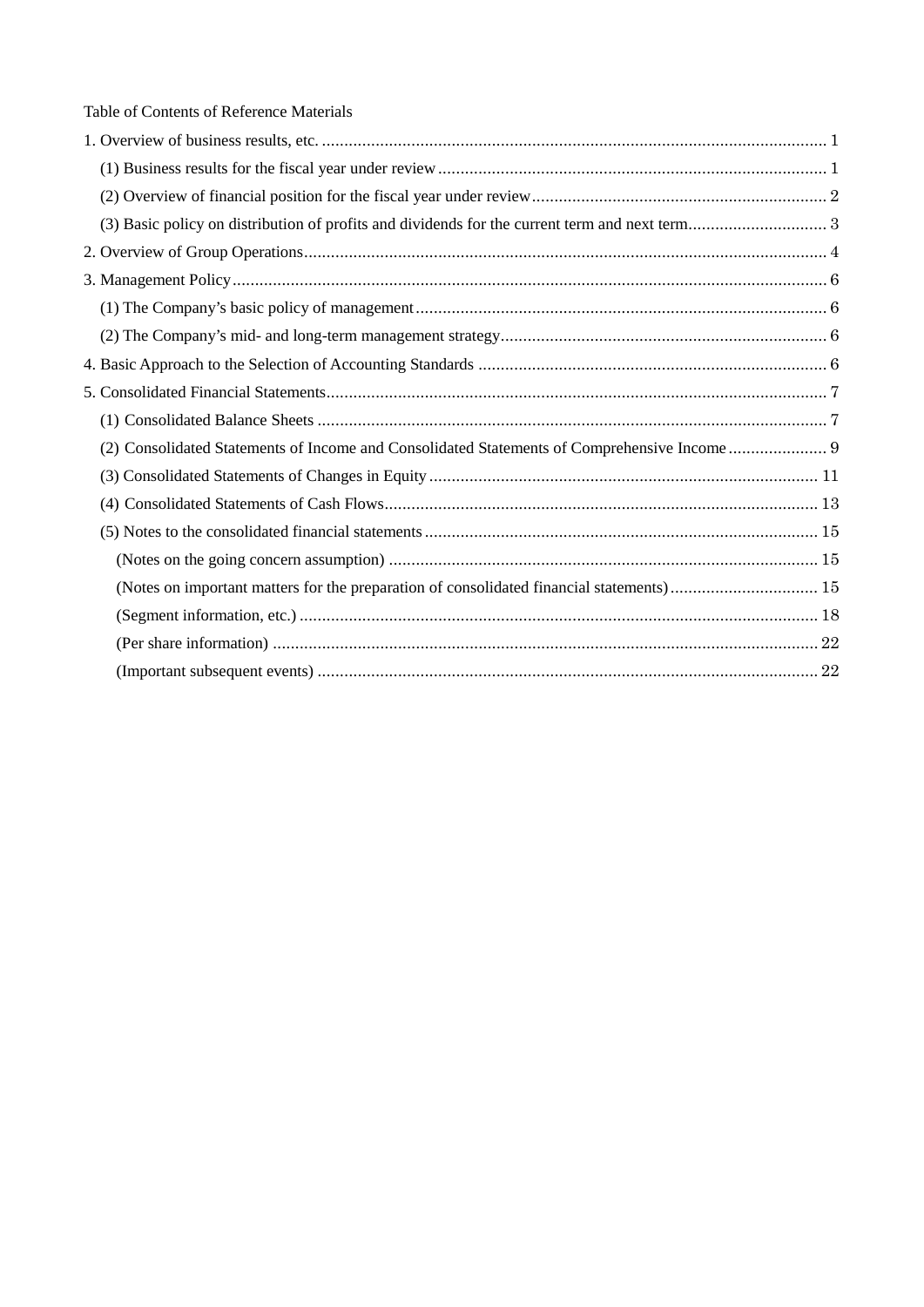Table of Contents of Reference Materials

1. Overview of business results, etc. .......... 1
   - (1) Business results for the fiscal year under review .......... 1
   - (2) Overview of financial position for the fiscal year under review .......... 2
   - (3) Basic policy on distribution of profits and dividends for the current term and next term .......... 3
2. Overview of Group Operations .......... 4
3. Management Policy .......... 6
   - (1) The Company's basic policy of management .......... 6
   - (2) The Company's mid- and long-term management strategy .......... 6
4. Basic Approach to the Selection of Accounting Standards .......... 6
5. Consolidated Financial Statements .......... 7
   - (1) Consolidated Balance Sheets .......... 7
   - (2) Consolidated Statements of Income and Consolidated Statements of Comprehensive Income .......... 9
   - (3) Consolidated Statements of Changes in Equity .......... 11
   - (4) Consolidated Statements of Cash Flows .......... 13
   - (5) Notes to the consolidated financial statements .......... 15
     - (Notes on the going concern assumption) .......... 15
     - (Notes on important matters for the preparation of consolidated financial statements) .......... 15
     - (Segment information, etc.) .......... 18
     - (Per share information) .......... 22
     - (Important subsequent events) .......... 22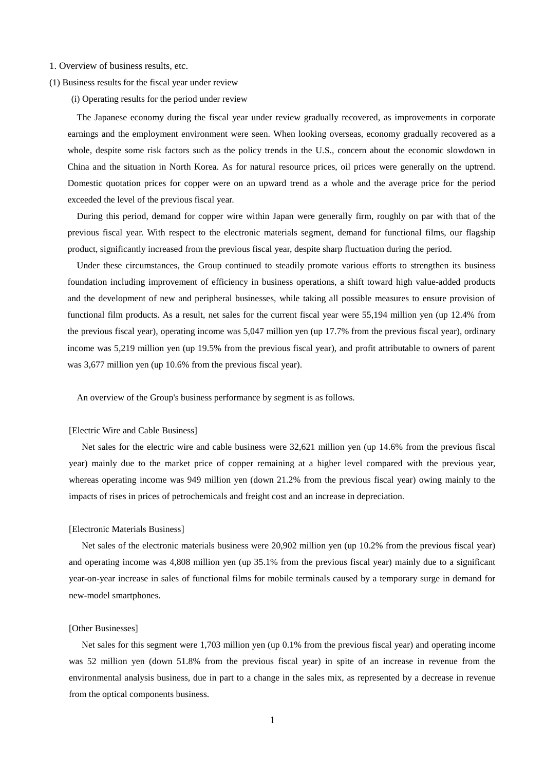# 1. Overview of business results, etc.

## (1) Business results for the fiscal year under review

### (i) Operating results for the period under review

The Japanese economy during the fiscal year under review gradually recovered, as improvements in corporate earnings and the employment environment were seen. When looking overseas, economy gradually recovered as a whole, despite some risk factors such as the policy trends in the U.S., concern about the economic slowdown in China and the situation in North Korea. As for natural resource prices, oil prices were generally on the uptrend. Domestic quotation prices for copper were on an upward trend as a whole and the average price for the period exceeded the level of the previous fiscal year.

During this period, demand for copper wire within Japan were generally firm, roughly on par with that of the previous fiscal year. With respect to the electronic materials segment, demand for functional films, our flagship product, significantly increased from the previous fiscal year, despite sharp fluctuation during the period.

Under these circumstances, the Group continued to steadily promote various efforts to strengthen its business foundation including improvement of efficiency in business operations, a shift toward high value-added products and the development of new and peripheral businesses, while taking all possible measures to ensure provision of functional film products. As a result, net sales for the current fiscal year were 55,194 million yen (up 12.4% from the previous fiscal year), operating income was 5,047 million yen (up 17.7% from the previous fiscal year), ordinary income was 5,219 million yen (up 19.5% from the previous fiscal year), and profit attributable to owners of parent was 3,677 million yen (up 10.6% from the previous fiscal year).

An overview of the Group's business performance by segment is as follows.

[Electric Wire and Cable Business]

Net sales for the electric wire and cable business were 32,621 million yen (up 14.6% from the previous fiscal year) mainly due to the market price of copper remaining at a higher level compared with the previous year, whereas operating income was 949 million yen (down 21.2% from the previous fiscal year) owing mainly to the impacts of rises in prices of petrochemicals and freight cost and an increase in depreciation.

[Electronic Materials Business]

Net sales of the electronic materials business were 20,902 million yen (up 10.2% from the previous fiscal year) and operating income was 4,808 million yen (up 35.1% from the previous fiscal year) mainly due to a significant year-on-year increase in sales of functional films for mobile terminals caused by a temporary surge in demand for new-model smartphones.

[Other Businesses]

Net sales for this segment were 1,703 million yen (up 0.1% from the previous fiscal year) and operating income was 52 million yen (down 51.8% from the previous fiscal year) in spite of an increase in revenue from the environmental analysis business, due in part to a change in the sales mix, as represented by a decrease in revenue from the optical components business.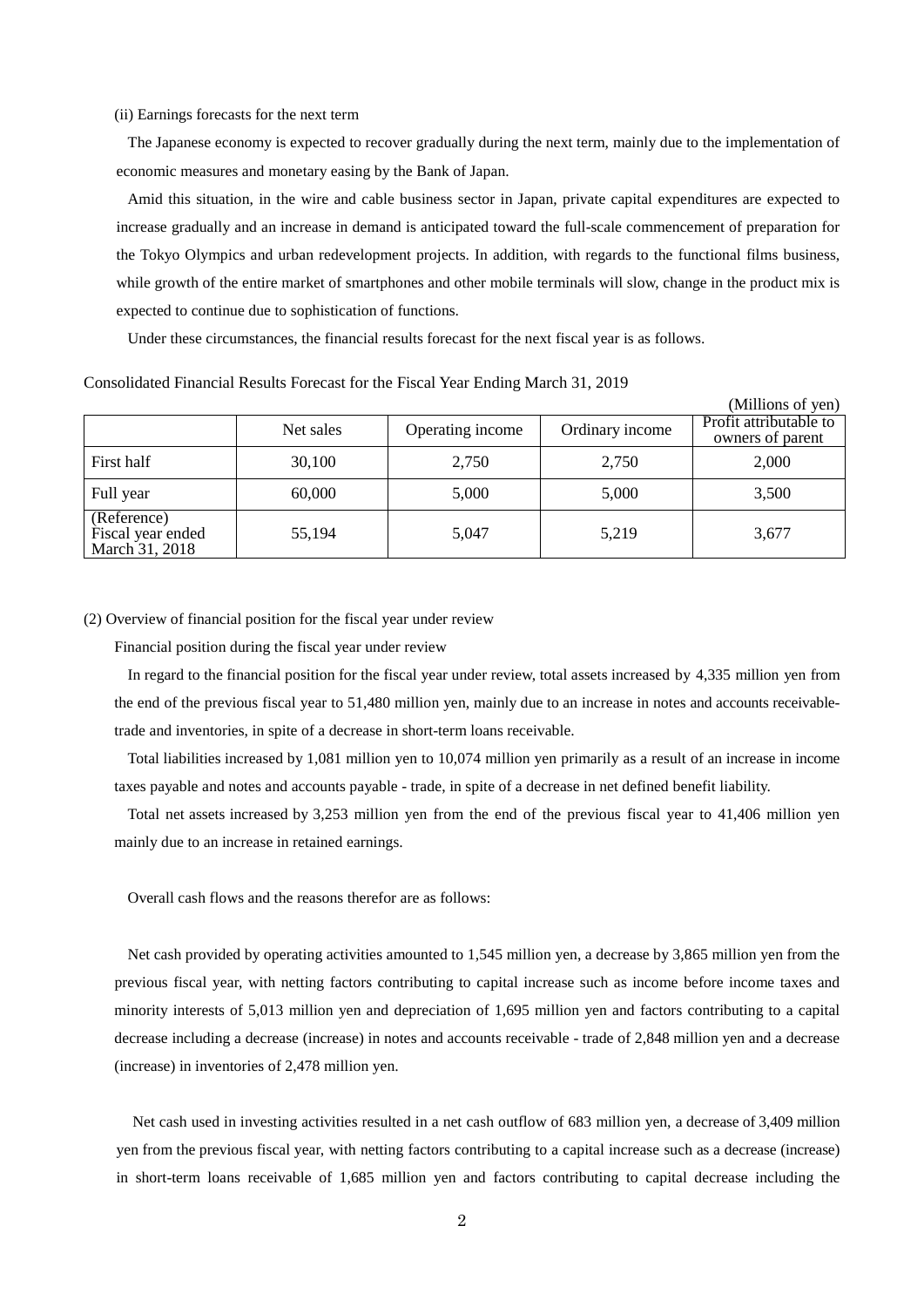(ii) Earnings forecasts for the next term

The Japanese economy is expected to recover gradually during the next term, mainly due to the implementation of economic measures and monetary easing by the Bank of Japan.

Amid this situation, in the wire and cable business sector in Japan, private capital expenditures are expected to increase gradually and an increase in demand is anticipated toward the full-scale commencement of preparation for the Tokyo Olympics and urban redevelopment projects. In addition, with regards to the functional films business, while growth of the entire market of smartphones and other mobile terminals will slow, change in the product mix is expected to continue due to sophistication of functions.

Under these circumstances, the financial results forecast for the next fiscal year is as follows.

Consolidated Financial Results Forecast for the Fiscal Year Ending March 31, 2019

(Millions of yen)

| | Net sales | Operating income | Ordinary income | Profit attributable to owners of parent |
|---|---|---|---|---|
| First half | 30,100 | 2,750 | 2,750 | 2,000 |
| Full year | 60,000 | 5,000 | 5,000 | 3,500 |
| (Reference) Fiscal year ended March 31, 2018 | 55,194 | 5,047 | 5,219 | 3,677 |

(2) Overview of financial position for the fiscal year under review

Financial position during the fiscal year under review

In regard to the financial position for the fiscal year under review, total assets increased by 4,335 million yen from the end of the previous fiscal year to 51,480 million yen, mainly due to an increase in notes and accounts receivable-trade and inventories, in spite of a decrease in short-term loans receivable.

Total liabilities increased by 1,081 million yen to 10,074 million yen primarily as a result of an increase in income taxes payable and notes and accounts payable - trade, in spite of a decrease in net defined benefit liability.

Total net assets increased by 3,253 million yen from the end of the previous fiscal year to 41,406 million yen mainly due to an increase in retained earnings.

Overall cash flows and the reasons therefor are as follows:

Net cash provided by operating activities amounted to 1,545 million yen, a decrease by 3,865 million yen from the previous fiscal year, with netting factors contributing to capital increase such as income before income taxes and minority interests of 5,013 million yen and depreciation of 1,695 million yen and factors contributing to a capital decrease including a decrease (increase) in notes and accounts receivable - trade of 2,848 million yen and a decrease (increase) in inventories of 2,478 million yen.

Net cash used in investing activities resulted in a net cash outflow of 683 million yen, a decrease of 3,409 million yen from the previous fiscal year, with netting factors contributing to a capital increase such as a decrease (increase) in short-term loans receivable of 1,685 million yen and factors contributing to capital decrease including the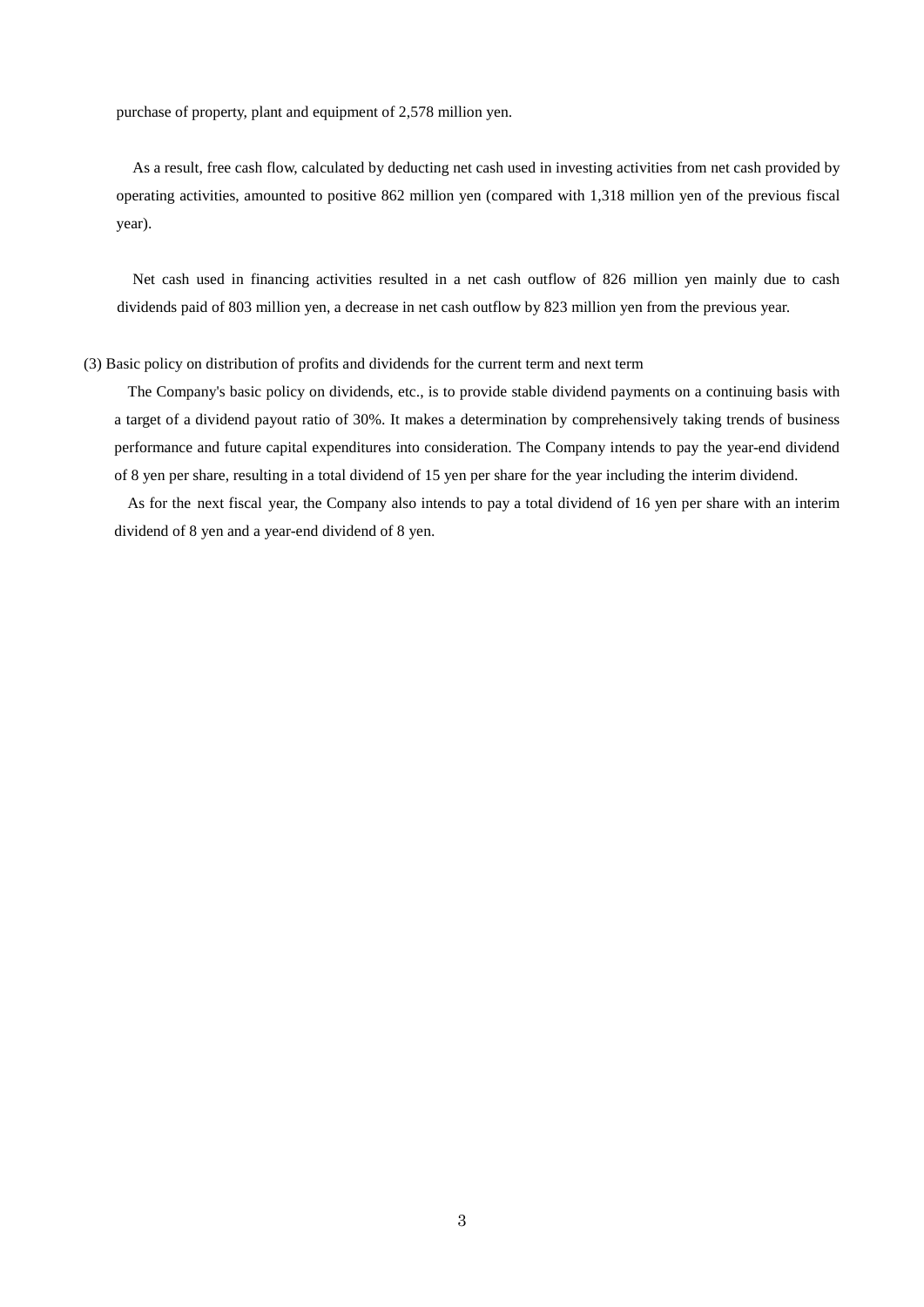purchase of property, plant and equipment of 2,578 million yen.

As a result, free cash flow, calculated by deducting net cash used in investing activities from net cash provided by operating activities, amounted to positive 862 million yen (compared with 1,318 million yen of the previous fiscal year).

Net cash used in financing activities resulted in a net cash outflow of 826 million yen mainly due to cash dividends paid of 803 million yen, a decrease in net cash outflow by 823 million yen from the previous year.

(3) Basic policy on distribution of profits and dividends for the current term and next term

The Company's basic policy on dividends, etc., is to provide stable dividend payments on a continuing basis with a target of a dividend payout ratio of 30%. It makes a determination by comprehensively taking trends of business performance and future capital expenditures into consideration. The Company intends to pay the year-end dividend of 8 yen per share, resulting in a total dividend of 15 yen per share for the year including the interim dividend.

As for the next fiscal year, the Company also intends to pay a total dividend of 16 yen per share with an interim dividend of 8 yen and a year-end dividend of 8 yen.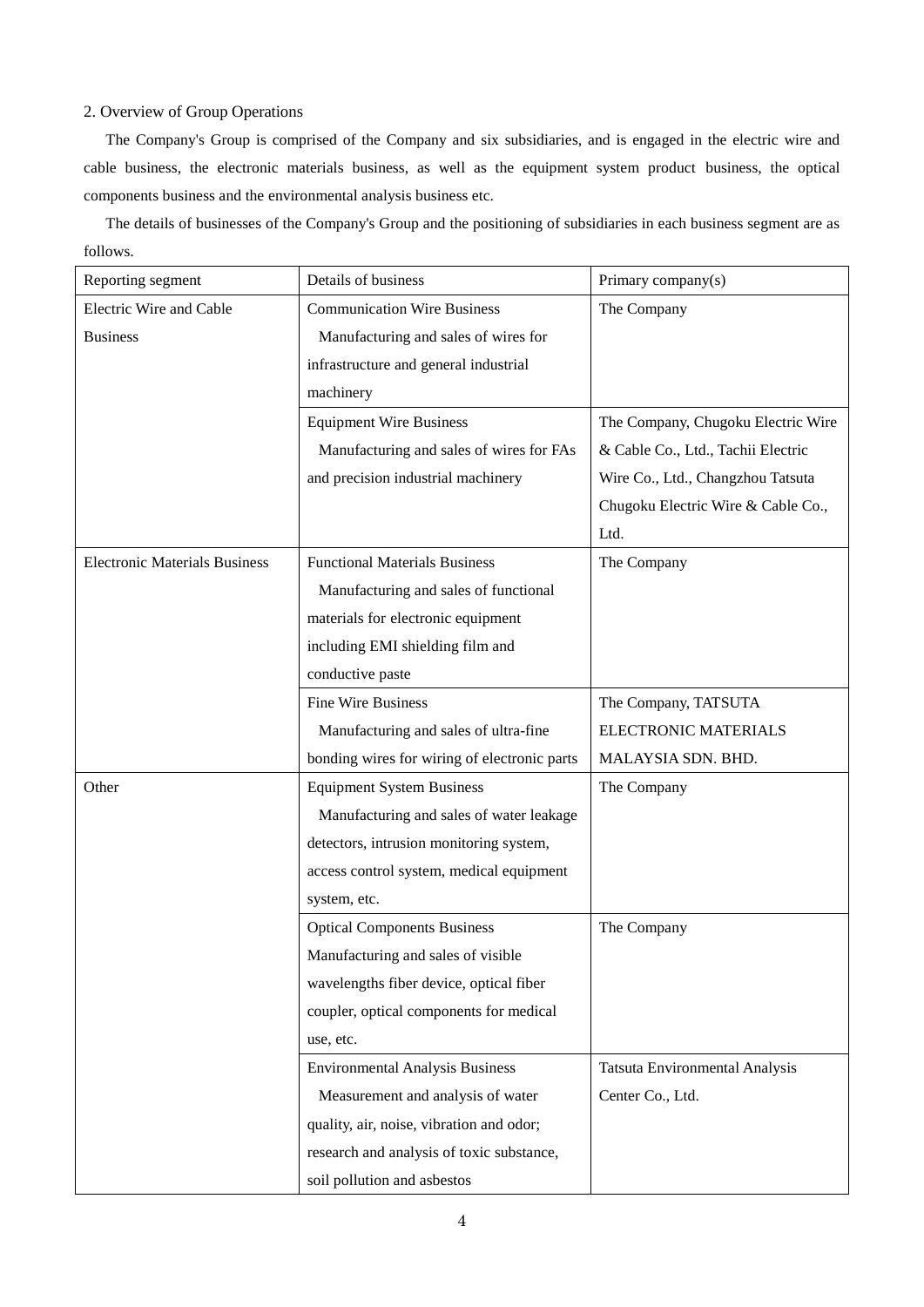## 2. Overview of Group Operations

The Company's Group is comprised of the Company and six subsidiaries, and is engaged in the electric wire and cable business, the electronic materials business, as well as the equipment system product business, the optical components business and the environmental analysis business etc.

The details of businesses of the Company's Group and the positioning of subsidiaries in each business segment are as follows.

| Reporting segment | Details of business | Primary company(s) |
|---|---|---|
| Electric Wire and Cable Business | Communication Wire Business<br>Manufacturing and sales of wires for infrastructure and general industrial machinery | The Company |
| | Equipment Wire Business<br>Manufacturing and sales of wires for FAs and precision industrial machinery | The Company, Chugoku Electric Wire & Cable Co., Ltd., Tachii Electric Wire Co., Ltd., Changzhou Tatsuta Chugoku Electric Wire & Cable Co., Ltd. |
| Electronic Materials Business | Functional Materials Business<br>Manufacturing and sales of functional materials for electronic equipment including EMI shielding film and conductive paste | The Company |
| | Fine Wire Business<br>Manufacturing and sales of ultra-fine bonding wires for wiring of electronic parts | The Company, TATSUTA ELECTRONIC MATERIALS MALAYSIA SDN. BHD. |
| Other | Equipment System Business<br>Manufacturing and sales of water leakage detectors, intrusion monitoring system, access control system, medical equipment system, etc. | The Company |
| | Optical Components Business<br>Manufacturing and sales of visible wavelengths fiber device, optical fiber coupler, optical components for medical use, etc. | The Company |
| | Environmental Analysis Business<br>Measurement and analysis of water quality, air, noise, vibration and odor; research and analysis of toxic substance, soil pollution and asbestos | Tatsuta Environmental Analysis Center Co., Ltd. |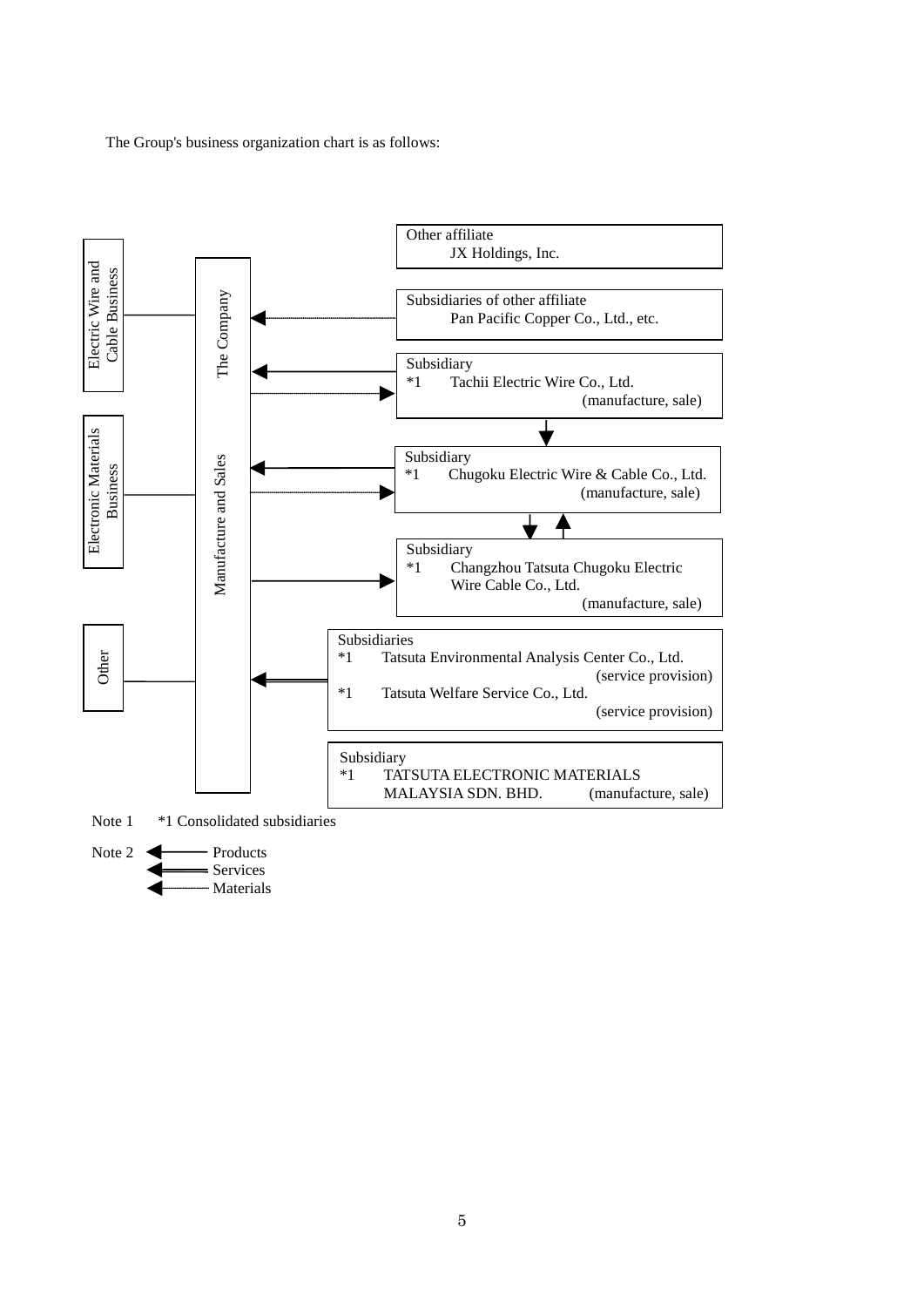The Group's business organization chart is as follows:

Electric Wire and Cable Business

Electronic Materials Business

Other

The Company

Manufacture and Sales

Other affiliate
JX Holdings, Inc.

Subsidiaries of other affiliate
Pan Pacific Copper Co., Ltd., etc.

Subsidiary
*1 Tachii Electric Wire Co., Ltd.
(manufacture, sale)

Subsidiary
*1 Chugoku Electric Wire & Cable Co., Ltd.
(manufacture, sale)

Subsidiary
*1 Changzhou Tatsuta Chugoku Electric Wire Cable Co., Ltd.
(manufacture, sale)

Subsidiaries
*1 Tatsuta Environmental Analysis Center Co., Ltd.
(service provision)
*1 Tatsuta Welfare Service Co., Ltd.
(service provision)

Subsidiary
*1 TATSUTA ELECTRONIC MATERIALS MALAYSIA SDN. BHD. (manufacture, sale)

Note 1 *1 Consolidated subsidiaries

Note 2
Products
Services
Materials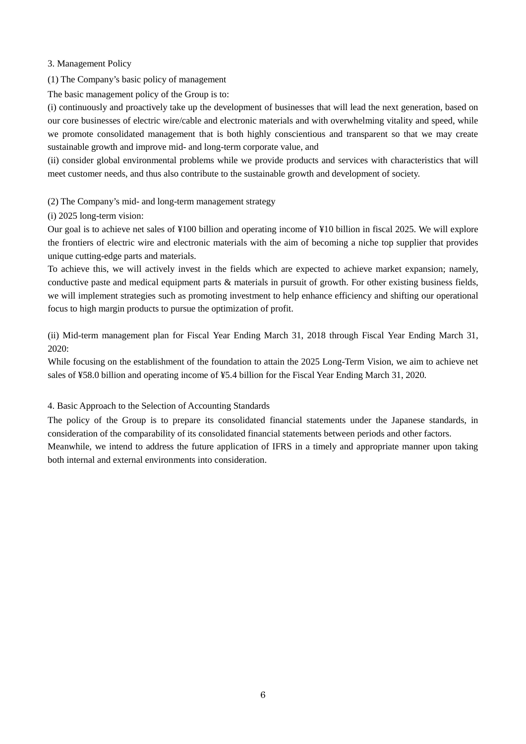## 3. Management Policy

### (1) The Company's basic policy of management

The basic management policy of the Group is to:

(i) continuously and proactively take up the development of businesses that will lead the next generation, based on our core businesses of electric wire/cable and electronic materials and with overwhelming vitality and speed, while we promote consolidated management that is both highly conscientious and transparent so that we may create sustainable growth and improve mid- and long-term corporate value, and

(ii) consider global environmental problems while we provide products and services with characteristics that will meet customer needs, and thus also contribute to the sustainable growth and development of society.

### (2) The Company's mid- and long-term management strategy

(i) 2025 long-term vision:

Our goal is to achieve net sales of ¥100 billion and operating income of ¥10 billion in fiscal 2025. We will explore the frontiers of electric wire and electronic materials with the aim of becoming a niche top supplier that provides unique cutting-edge parts and materials.

To achieve this, we will actively invest in the fields which are expected to achieve market expansion; namely, conductive paste and medical equipment parts & materials in pursuit of growth. For other existing business fields, we will implement strategies such as promoting investment to help enhance efficiency and shifting our operational focus to high margin products to pursue the optimization of profit.

(ii) Mid-term management plan for Fiscal Year Ending March 31, 2018 through Fiscal Year Ending March 31, 2020:

While focusing on the establishment of the foundation to attain the 2025 Long-Term Vision, we aim to achieve net sales of ¥58.0 billion and operating income of ¥5.4 billion for the Fiscal Year Ending March 31, 2020.

## 4. Basic Approach to the Selection of Accounting Standards

The policy of the Group is to prepare its consolidated financial statements under the Japanese standards, in consideration of the comparability of its consolidated financial statements between periods and other factors.

Meanwhile, we intend to address the future application of IFRS in a timely and appropriate manner upon taking both internal and external environments into consideration.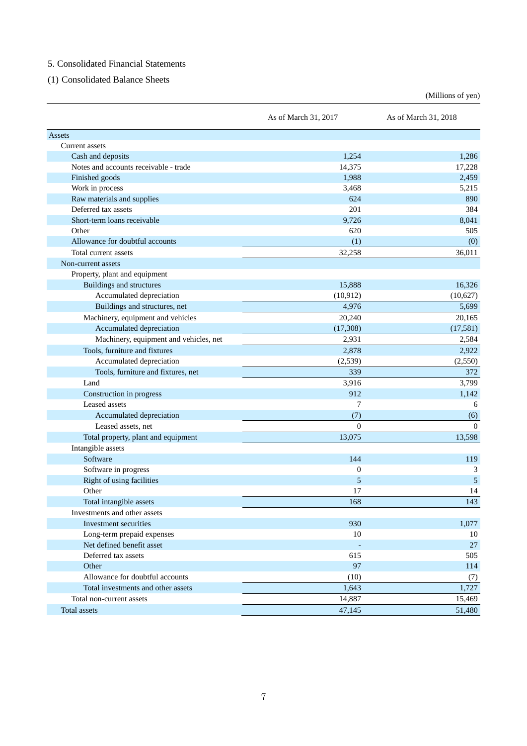## 5. Consolidated Financial Statements

### (1) Consolidated Balance Sheets

(Millions of yen)

| | As of March 31, 2017 | As of March 31, 2018 |
|---|---|---|
| Assets | | |
| Current assets | | |
| Cash and deposits | 1,254 | 1,286 |
| Notes and accounts receivable - trade | 14,375 | 17,228 |
| Finished goods | 1,988 | 2,459 |
| Work in process | 3,468 | 5,215 |
| Raw materials and supplies | 624 | 890 |
| Deferred tax assets | 201 | 384 |
| Short-term loans receivable | 9,726 | 8,041 |
| Other | 620 | 505 |
| Allowance for doubtful accounts | (1) | (0) |
| Total current assets | 32,258 | 36,011 |
| Non-current assets | | |
| Property, plant and equipment | | |
| Buildings and structures | 15,888 | 16,326 |
| Accumulated depreciation | (10,912) | (10,627) |
| Buildings and structures, net | 4,976 | 5,699 |
| Machinery, equipment and vehicles | 20,240 | 20,165 |
| Accumulated depreciation | (17,308) | (17,581) |
| Machinery, equipment and vehicles, net | 2,931 | 2,584 |
| Tools, furniture and fixtures | 2,878 | 2,922 |
| Accumulated depreciation | (2,539) | (2,550) |
| Tools, furniture and fixtures, net | 339 | 372 |
| Land | 3,916 | 3,799 |
| Construction in progress | 912 | 1,142 |
| Leased assets | 7 | 6 |
| Accumulated depreciation | (7) | (6) |
| Leased assets, net | 0 | 0 |
| Total property, plant and equipment | 13,075 | 13,598 |
| Intangible assets | | |
| Software | 144 | 119 |
| Software in progress | 0 | 3 |
| Right of using facilities | 5 | 5 |
| Other | 17 | 14 |
| Total intangible assets | 168 | 143 |
| Investments and other assets | | |
| Investment securities | 930 | 1,077 |
| Long-term prepaid expenses | 10 | 10 |
| Net defined benefit asset | - | 27 |
| Deferred tax assets | 615 | 505 |
| Other | 97 | 114 |
| Allowance for doubtful accounts | (10) | (7) |
| Total investments and other assets | 1,643 | 1,727 |
| Total non-current assets | 14,887 | 15,469 |
| Total assets | 47,145 | 51,480 |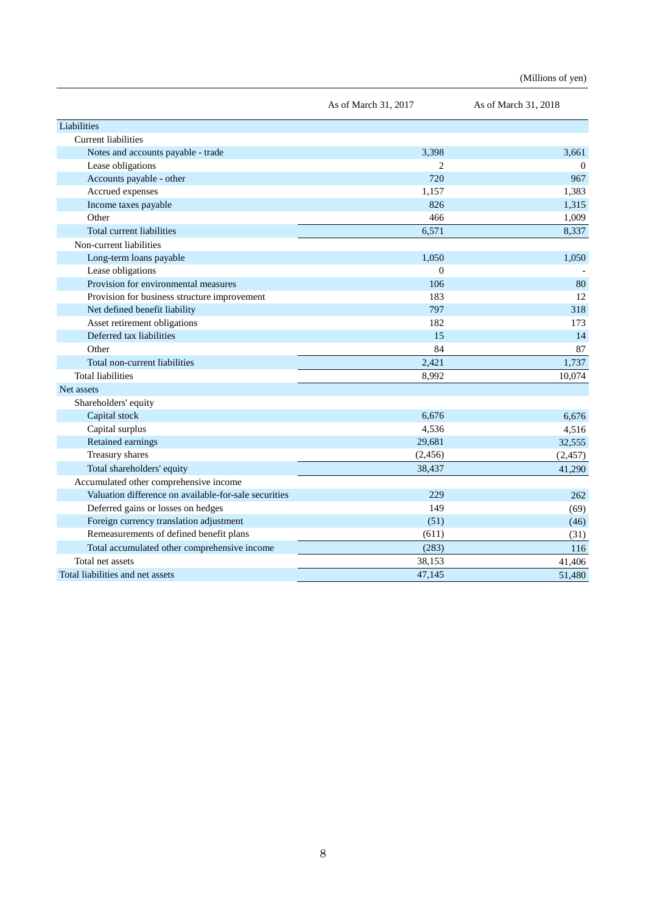(Millions of yen)

| | As of March 31, 2017 | As of March 31, 2018 |
|---|---|---|
| Liabilities | | |
| Current liabilities | | |
| Notes and accounts payable - trade | 3,398 | 3,661 |
| Lease obligations | 2 | 0 |
| Accounts payable - other | 720 | 967 |
| Accrued expenses | 1,157 | 1,383 |
| Income taxes payable | 826 | 1,315 |
| Other | 466 | 1,009 |
| Total current liabilities | 6,571 | 8,337 |
| Non-current liabilities | | |
| Long-term loans payable | 1,050 | 1,050 |
| Lease obligations | 0 | - |
| Provision for environmental measures | 106 | 80 |
| Provision for business structure improvement | 183 | 12 |
| Net defined benefit liability | 797 | 318 |
| Asset retirement obligations | 182 | 173 |
| Deferred tax liabilities | 15 | 14 |
| Other | 84 | 87 |
| Total non-current liabilities | 2,421 | 1,737 |
| Total liabilities | 8,992 | 10,074 |
| Net assets | | |
| Shareholders' equity | | |
| Capital stock | 6,676 | 6,676 |
| Capital surplus | 4,536 | 4,516 |
| Retained earnings | 29,681 | 32,555 |
| Treasury shares | (2,456) | (2,457) |
| Total shareholders' equity | 38,437 | 41,290 |
| Accumulated other comprehensive income | | |
| Valuation difference on available-for-sale securities | 229 | 262 |
| Deferred gains or losses on hedges | 149 | (69) |
| Foreign currency translation adjustment | (51) | (46) |
| Remeasurements of defined benefit plans | (611) | (31) |
| Total accumulated other comprehensive income | (283) | 116 |
| Total net assets | 38,153 | 41,406 |
| Total liabilities and net assets | 47,145 | 51,480 |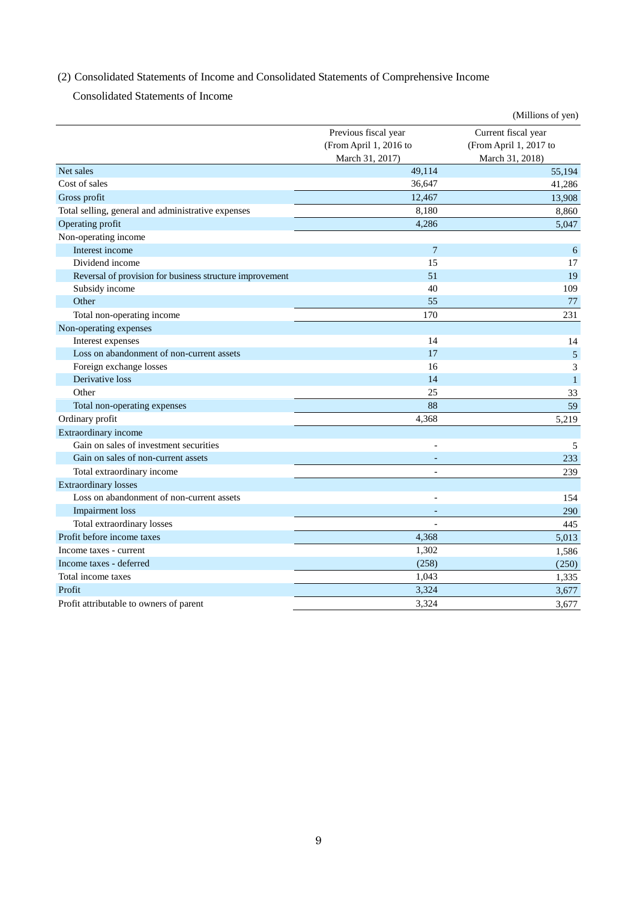## (2) Consolidated Statements of Income and Consolidated Statements of Comprehensive Income

### Consolidated Statements of Income

(Millions of yen)

| | Previous fiscal year (From April 1, 2016 to March 31, 2017) | Current fiscal year (From April 1, 2017 to March 31, 2018) |
|---|---|---|
| Net sales | 49,114 | 55,194 |
| Cost of sales | 36,647 | 41,286 |
| Gross profit | 12,467 | 13,908 |
| Total selling, general and administrative expenses | 8,180 | 8,860 |
| Operating profit | 4,286 | 5,047 |
| Non-operating income | | |
| Interest income | 7 | 6 |
| Dividend income | 15 | 17 |
| Reversal of provision for business structure improvement | 51 | 19 |
| Subsidy income | 40 | 109 |
| Other | 55 | 77 |
| Total non-operating income | 170 | 231 |
| Non-operating expenses | | |
| Interest expenses | 14 | 14 |
| Loss on abandonment of non-current assets | 17 | 5 |
| Foreign exchange losses | 16 | 3 |
| Derivative loss | 14 | 1 |
| Other | 25 | 33 |
| Total non-operating expenses | 88 | 59 |
| Ordinary profit | 4,368 | 5,219 |
| Extraordinary income | | |
| Gain on sales of investment securities | - | 5 |
| Gain on sales of non-current assets | - | 233 |
| Total extraordinary income | - | 239 |
| Extraordinary losses | | |
| Loss on abandonment of non-current assets | - | 154 |
| Impairment loss | - | 290 |
| Total extraordinary losses | - | 445 |
| Profit before income taxes | 4,368 | 5,013 |
| Income taxes - current | 1,302 | 1,586 |
| Income taxes - deferred | (258) | (250) |
| Total income taxes | 1,043 | 1,335 |
| Profit | 3,324 | 3,677 |
| Profit attributable to owners of parent | 3,324 | 3,677 |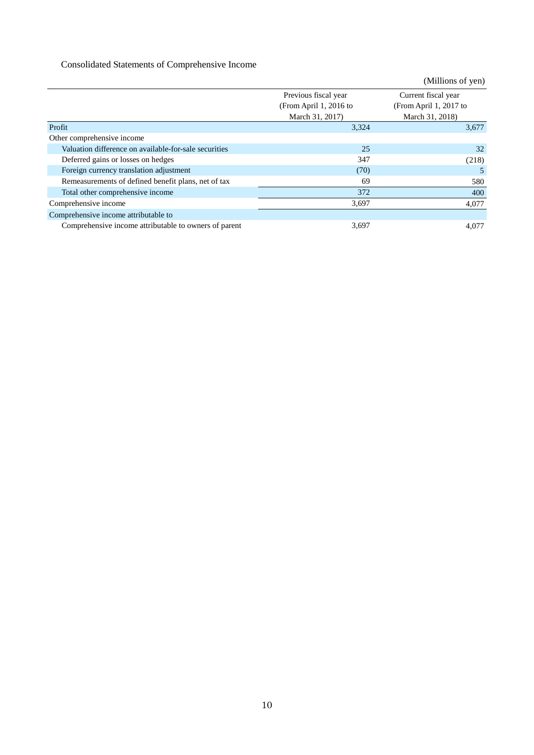Consolidated Statements of Comprehensive Income

(Millions of yen)

| | Previous fiscal year (From April 1, 2016 to March 31, 2017) | Current fiscal year (From April 1, 2017 to March 31, 2018) |
|---|---|---|
| Profit | 3,324 | 3,677 |
| Other comprehensive income | | |
| Valuation difference on available-for-sale securities | 25 | 32 |
| Deferred gains or losses on hedges | 347 | (218) |
| Foreign currency translation adjustment | (70) | 5 |
| Remeasurements of defined benefit plans, net of tax | 69 | 580 |
| Total other comprehensive income | 372 | 400 |
| Comprehensive income | 3,697 | 4,077 |
| Comprehensive income attributable to | | |
| Comprehensive income attributable to owners of parent | 3,697 | 4,077 |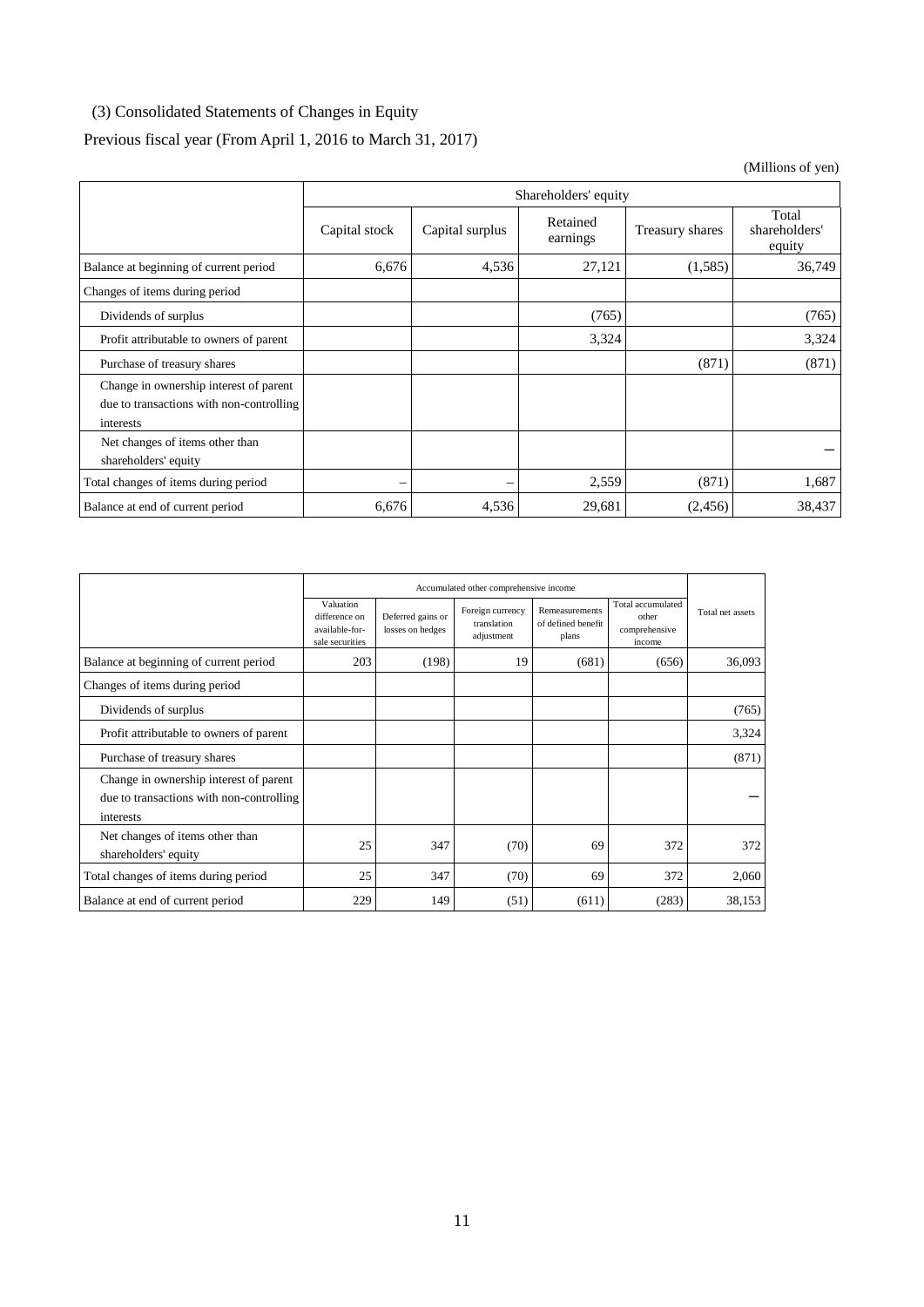## (3) Consolidated Statements of Changes in Equity

Previous fiscal year (From April 1, 2016 to March 31, 2017)

(Millions of yen)

| | Shareholders' equity | | | | |
|---|---|---|---|---|---|
| | Capital stock | Capital surplus | Retained earnings | Treasury shares | Total shareholders' equity |
| Balance at beginning of current period | 6,676 | 4,536 | 27,121 | (1,585) | 36,749 |
| Changes of items during period | | | | | |
| Dividends of surplus | | | (765) | | (765) |
| Profit attributable to owners of parent | | | 3,324 | | 3,324 |
| Purchase of treasury shares | | | | (871) | (871) |
| Change in ownership interest of parent due to transactions with non-controlling interests | | | | | |
| Net changes of items other than shareholders' equity | | | | | – |
| Total changes of items during period | – | – | 2,559 | (871) | 1,687 |
| Balance at end of current period | 6,676 | 4,536 | 29,681 | (2,456) | 38,437 |

| | Accumulated other comprehensive income | | | | | Total net assets |
|---|---|---|---|---|---|---|
| | Valuation difference on available-for-sale securities | Deferred gains or losses on hedges | Foreign currency translation adjustment | Remeasurements of defined benefit plans | Total accumulated other comprehensive income | |
| Balance at beginning of current period | 203 | (198) | 19 | (681) | (656) | 36,093 |
| Changes of items during period | | | | | | |
| Dividends of surplus | | | | | | (765) |
| Profit attributable to owners of parent | | | | | | 3,324 |
| Purchase of treasury shares | | | | | | (871) |
| Change in ownership interest of parent due to transactions with non-controlling interests | | | | | | – |
| Net changes of items other than shareholders' equity | 25 | 347 | (70) | 69 | 372 | 372 |
| Total changes of items during period | 25 | 347 | (70) | 69 | 372 | 2,060 |
| Balance at end of current period | 229 | 149 | (51) | (611) | (283) | 38,153 |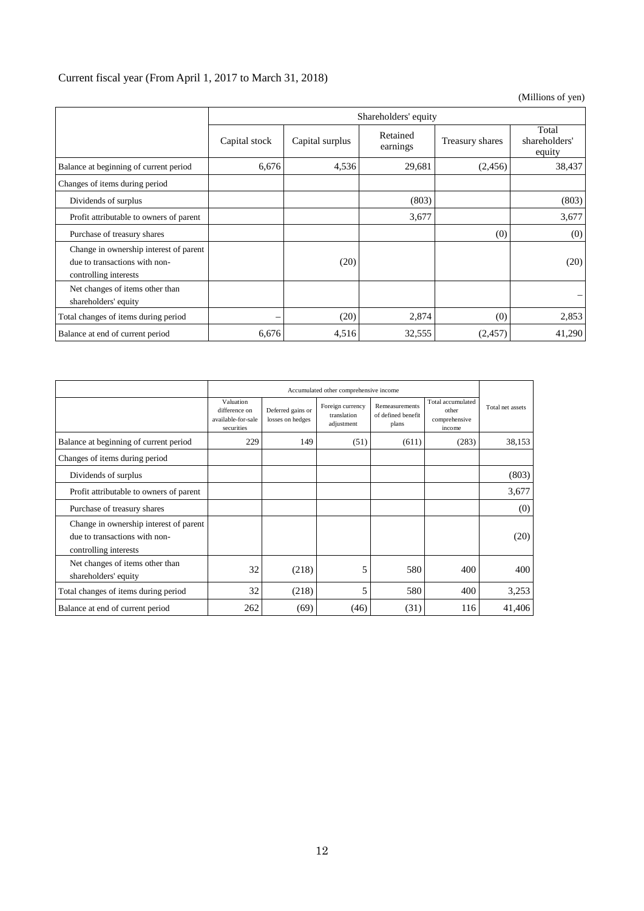Current fiscal year (From April 1, 2017 to March 31, 2018)

(Millions of yen)

| | Shareholders' equity | | | | |
|---|---|---|---|---|---|
| | Capital stock | Capital surplus | Retained earnings | Treasury shares | Total shareholders' equity |
| Balance at beginning of current period | 6,676 | 4,536 | 29,681 | (2,456) | 38,437 |
| Changes of items during period | | | | | |
| Dividends of surplus | | | (803) | | (803) |
| Profit attributable to owners of parent | | | 3,677 | | 3,677 |
| Purchase of treasury shares | | | | (0) | (0) |
| Change in ownership interest of parent due to transactions with non-controlling interests | | (20) | | | (20) |
| Net changes of items other than shareholders' equity | | | | | – |
| Total changes of items during period | – | (20) | 2,874 | (0) | 2,853 |
| Balance at end of current period | 6,676 | 4,516 | 32,555 | (2,457) | 41,290 |

| | Accumulated other comprehensive income | | | | | Total net assets |
|---|---|---|---|---|---|---|
| | Valuation difference on available-for-sale securities | Deferred gains or losses on hedges | Foreign currency translation adjustment | Remeasurements of defined benefit plans | Total accumulated other comprehensive income | |
| Balance at beginning of current period | 229 | 149 | (51) | (611) | (283) | 38,153 |
| Changes of items during period | | | | | | |
| Dividends of surplus | | | | | | (803) |
| Profit attributable to owners of parent | | | | | | 3,677 |
| Purchase of treasury shares | | | | | | (0) |
| Change in ownership interest of parent due to transactions with non-controlling interests | | | | | | (20) |
| Net changes of items other than shareholders' equity | 32 | (218) | 5 | 580 | 400 | 400 |
| Total changes of items during period | 32 | (218) | 5 | 580 | 400 | 3,253 |
| Balance at end of current period | 262 | (69) | (46) | (31) | 116 | 41,406 |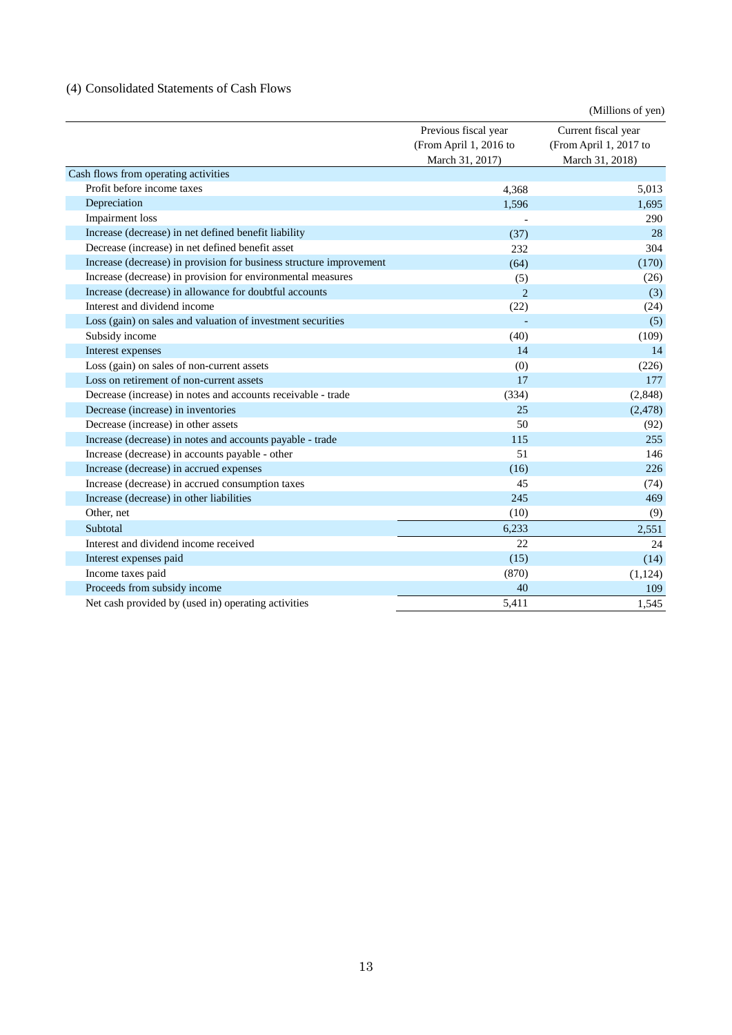## (4) Consolidated Statements of Cash Flows

(Millions of yen)

| | Previous fiscal year (From April 1, 2016 to March 31, 2017) | Current fiscal year (From April 1, 2017 to March 31, 2018) |
|---|---|---|
| Cash flows from operating activities | | |
| Profit before income taxes | 4,368 | 5,013 |
| Depreciation | 1,596 | 1,695 |
| Impairment loss | - | 290 |
| Increase (decrease) in net defined benefit liability | (37) | 28 |
| Decrease (increase) in net defined benefit asset | 232 | 304 |
| Increase (decrease) in provision for business structure improvement | (64) | (170) |
| Increase (decrease) in provision for environmental measures | (5) | (26) |
| Increase (decrease) in allowance for doubtful accounts | 2 | (3) |
| Interest and dividend income | (22) | (24) |
| Loss (gain) on sales and valuation of investment securities | - | (5) |
| Subsidy income | (40) | (109) |
| Interest expenses | 14 | 14 |
| Loss (gain) on sales of non-current assets | (0) | (226) |
| Loss on retirement of non-current assets | 17 | 177 |
| Decrease (increase) in notes and accounts receivable - trade | (334) | (2,848) |
| Decrease (increase) in inventories | 25 | (2,478) |
| Decrease (increase) in other assets | 50 | (92) |
| Increase (decrease) in notes and accounts payable - trade | 115 | 255 |
| Increase (decrease) in accounts payable - other | 51 | 146 |
| Increase (decrease) in accrued expenses | (16) | 226 |
| Increase (decrease) in accrued consumption taxes | 45 | (74) |
| Increase (decrease) in other liabilities | 245 | 469 |
| Other, net | (10) | (9) |
| Subtotal | 6,233 | 2,551 |
| Interest and dividend income received | 22 | 24 |
| Interest expenses paid | (15) | (14) |
| Income taxes paid | (870) | (1,124) |
| Proceeds from subsidy income | 40 | 109 |
| Net cash provided by (used in) operating activities | 5,411 | 1,545 |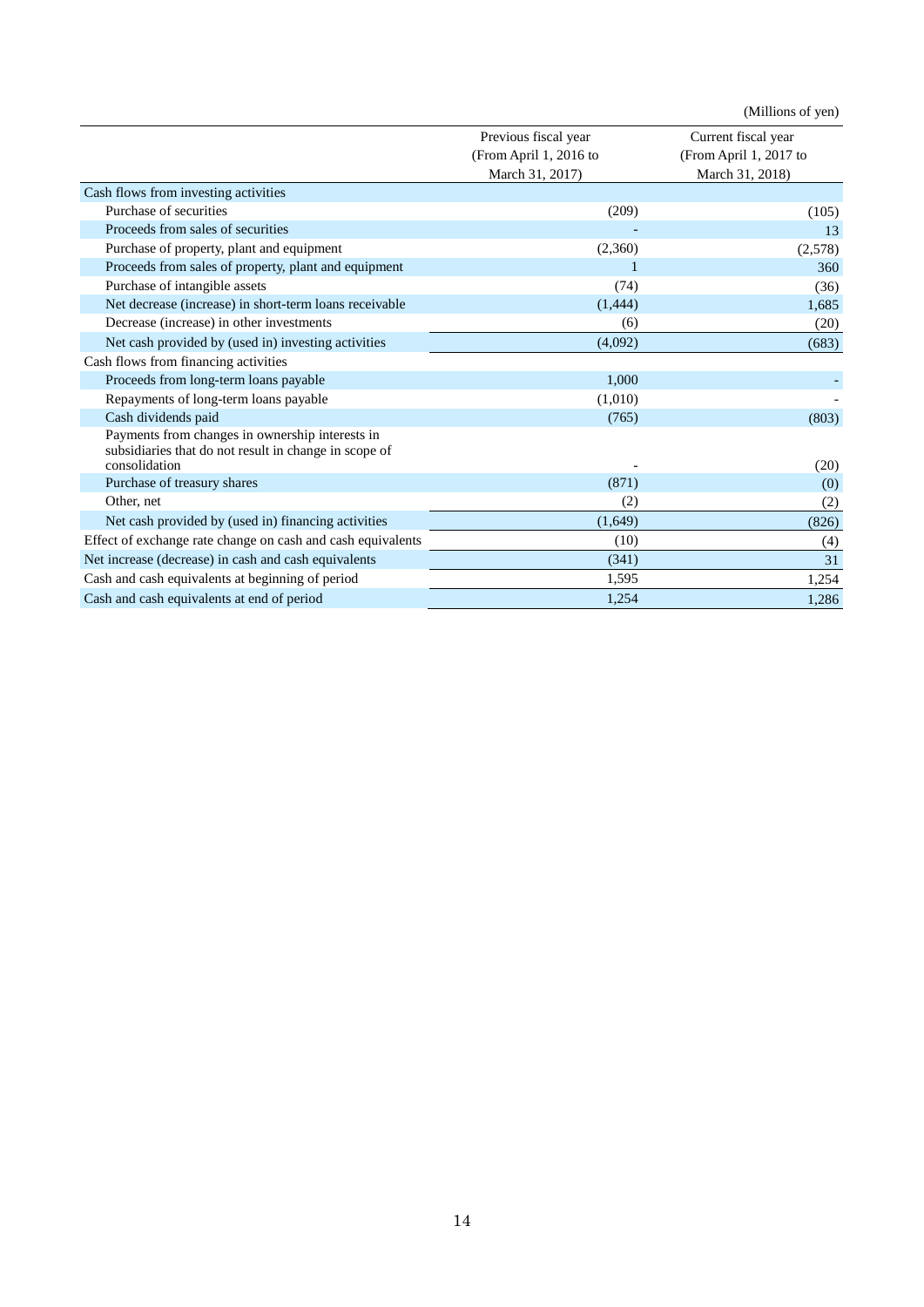(Millions of yen)

| | Previous fiscal year (From April 1, 2016 to March 31, 2017) | Current fiscal year (From April 1, 2017 to March 31, 2018) |
|---|---|---|
| Cash flows from investing activities | | |
| Purchase of securities | (209) | (105) |
| Proceeds from sales of securities | - | 13 |
| Purchase of property, plant and equipment | (2,360) | (2,578) |
| Proceeds from sales of property, plant and equipment | 1 | 360 |
| Purchase of intangible assets | (74) | (36) |
| Net decrease (increase) in short-term loans receivable | (1,444) | 1,685 |
| Decrease (increase) in other investments | (6) | (20) |
| Net cash provided by (used in) investing activities | (4,092) | (683) |
| Cash flows from financing activities | | |
| Proceeds from long-term loans payable | 1,000 | - |
| Repayments of long-term loans payable | (1,010) | - |
| Cash dividends paid | (765) | (803) |
| Payments from changes in ownership interests in subsidiaries that do not result in change in scope of consolidation | - | (20) |
| Purchase of treasury shares | (871) | (0) |
| Other, net | (2) | (2) |
| Net cash provided by (used in) financing activities | (1,649) | (826) |
| Effect of exchange rate change on cash and cash equivalents | (10) | (4) |
| Net increase (decrease) in cash and cash equivalents | (341) | 31 |
| Cash and cash equivalents at beginning of period | 1,595 | 1,254 |
| Cash and cash equivalents at end of period | 1,254 | 1,286 |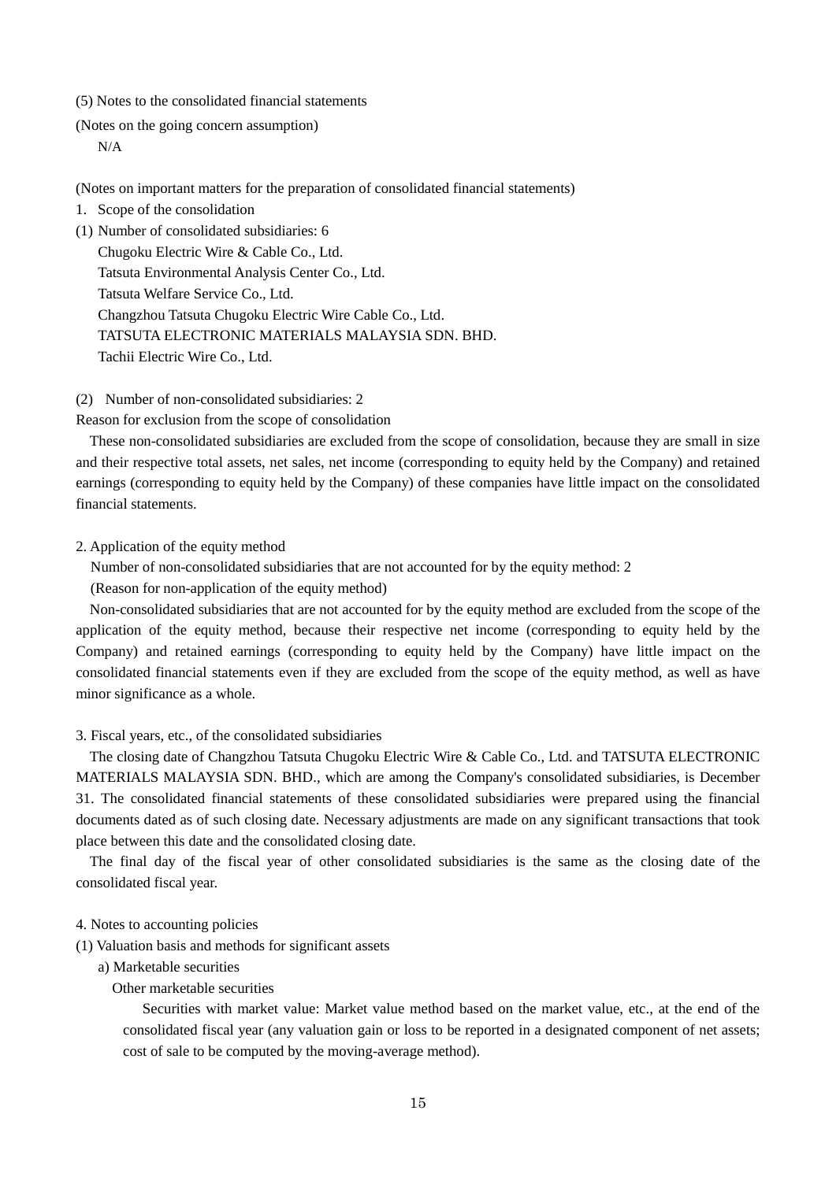(5) Notes to the consolidated financial statements

(Notes on the going concern assumption)

N/A

(Notes on important matters for the preparation of consolidated financial statements)

1. Scope of the consolidation

(1) Number of consolidated subsidiaries: 6

Chugoku Electric Wire & Cable Co., Ltd.
Tatsuta Environmental Analysis Center Co., Ltd.
Tatsuta Welfare Service Co., Ltd.
Changzhou Tatsuta Chugoku Electric Wire Cable Co., Ltd.
TATSUTA ELECTRONIC MATERIALS MALAYSIA SDN. BHD.
Tachii Electric Wire Co., Ltd.

(2) Number of non-consolidated subsidiaries: 2

Reason for exclusion from the scope of consolidation

These non-consolidated subsidiaries are excluded from the scope of consolidation, because they are small in size and their respective total assets, net sales, net income (corresponding to equity held by the Company) and retained earnings (corresponding to equity held by the Company) of these companies have little impact on the consolidated financial statements.

2. Application of the equity method

Number of non-consolidated subsidiaries that are not accounted for by the equity method: 2

(Reason for non-application of the equity method)

Non-consolidated subsidiaries that are not accounted for by the equity method are excluded from the scope of the application of the equity method, because their respective net income (corresponding to equity held by the Company) and retained earnings (corresponding to equity held by the Company) have little impact on the consolidated financial statements even if they are excluded from the scope of the equity method, as well as have minor significance as a whole.

3. Fiscal years, etc., of the consolidated subsidiaries

The closing date of Changzhou Tatsuta Chugoku Electric Wire & Cable Co., Ltd. and TATSUTA ELECTRONIC MATERIALS MALAYSIA SDN. BHD., which are among the Company's consolidated subsidiaries, is December 31. The consolidated financial statements of these consolidated subsidiaries were prepared using the financial documents dated as of such closing date. Necessary adjustments are made on any significant transactions that took place between this date and the consolidated closing date.

The final day of the fiscal year of other consolidated subsidiaries is the same as the closing date of the consolidated fiscal year.

4. Notes to accounting policies

(1) Valuation basis and methods for significant assets

a) Marketable securities

Other marketable securities

Securities with market value: Market value method based on the market value, etc., at the end of the consolidated fiscal year (any valuation gain or loss to be reported in a designated component of net assets; cost of sale to be computed by the moving-average method).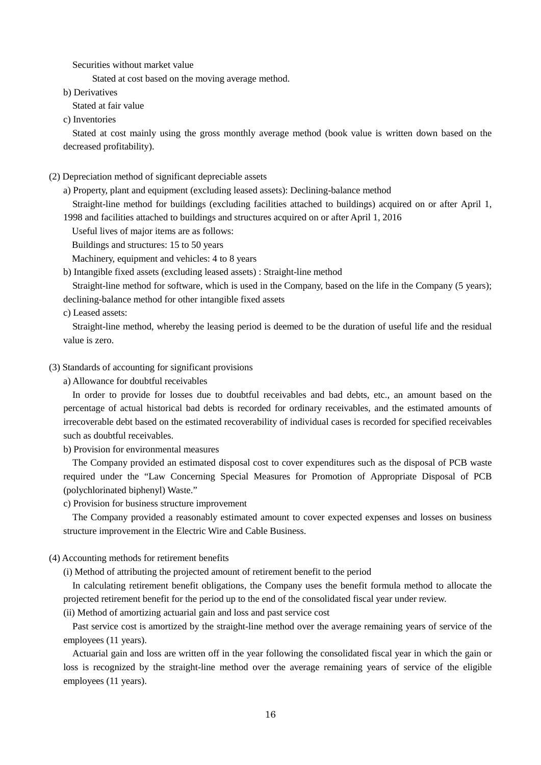Securities without market value

Stated at cost based on the moving average method.

b) Derivatives

Stated at fair value

c) Inventories

Stated at cost mainly using the gross monthly average method (book value is written down based on the decreased profitability).

(2) Depreciation method of significant depreciable assets

a) Property, plant and equipment (excluding leased assets): Declining-balance method

Straight-line method for buildings (excluding facilities attached to buildings) acquired on or after April 1, 1998 and facilities attached to buildings and structures acquired on or after April 1, 2016

Useful lives of major items are as follows:

Buildings and structures: 15 to 50 years

Machinery, equipment and vehicles: 4 to 8 years

b) Intangible fixed assets (excluding leased assets) : Straight-line method

Straight-line method for software, which is used in the Company, based on the life in the Company (5 years); declining-balance method for other intangible fixed assets

c) Leased assets:

Straight-line method, whereby the leasing period is deemed to be the duration of useful life and the residual value is zero.

(3) Standards of accounting for significant provisions

a) Allowance for doubtful receivables

In order to provide for losses due to doubtful receivables and bad debts, etc., an amount based on the percentage of actual historical bad debts is recorded for ordinary receivables, and the estimated amounts of irrecoverable debt based on the estimated recoverability of individual cases is recorded for specified receivables such as doubtful receivables.

b) Provision for environmental measures

The Company provided an estimated disposal cost to cover expenditures such as the disposal of PCB waste required under the "Law Concerning Special Measures for Promotion of Appropriate Disposal of PCB (polychlorinated biphenyl) Waste."

c) Provision for business structure improvement

The Company provided a reasonably estimated amount to cover expected expenses and losses on business structure improvement in the Electric Wire and Cable Business.

(4) Accounting methods for retirement benefits

(i) Method of attributing the projected amount of retirement benefit to the period

In calculating retirement benefit obligations, the Company uses the benefit formula method to allocate the projected retirement benefit for the period up to the end of the consolidated fiscal year under review.

(ii) Method of amortizing actuarial gain and loss and past service cost

Past service cost is amortized by the straight-line method over the average remaining years of service of the employees (11 years).

Actuarial gain and loss are written off in the year following the consolidated fiscal year in which the gain or loss is recognized by the straight-line method over the average remaining years of service of the eligible employees (11 years).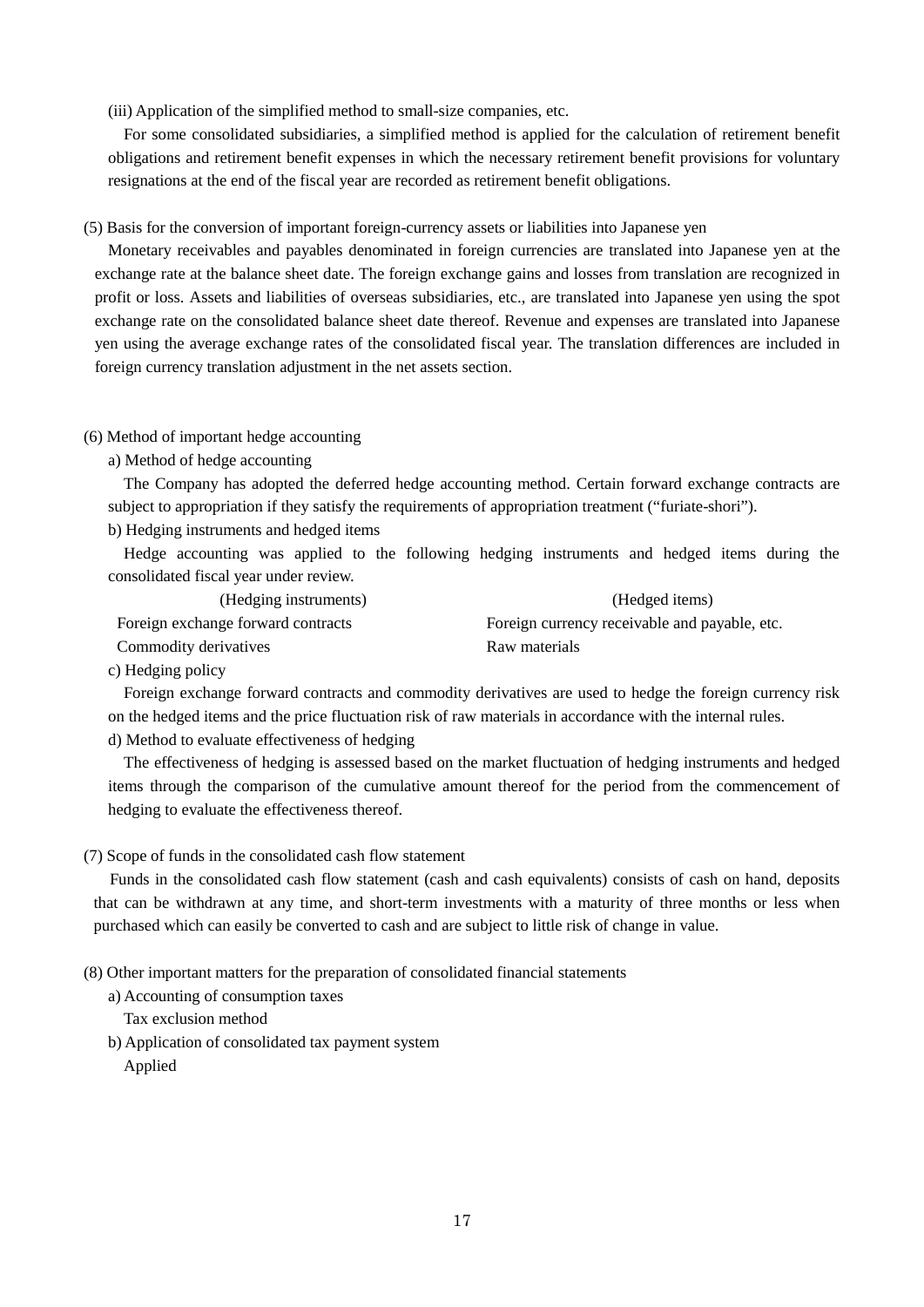(iii) Application of the simplified method to small-size companies, etc.

For some consolidated subsidiaries, a simplified method is applied for the calculation of retirement benefit obligations and retirement benefit expenses in which the necessary retirement benefit provisions for voluntary resignations at the end of the fiscal year are recorded as retirement benefit obligations.

(5) Basis for the conversion of important foreign-currency assets or liabilities into Japanese yen

Monetary receivables and payables denominated in foreign currencies are translated into Japanese yen at the exchange rate at the balance sheet date. The foreign exchange gains and losses from translation are recognized in profit or loss. Assets and liabilities of overseas subsidiaries, etc., are translated into Japanese yen using the spot exchange rate on the consolidated balance sheet date thereof. Revenue and expenses are translated into Japanese yen using the average exchange rates of the consolidated fiscal year. The translation differences are included in foreign currency translation adjustment in the net assets section.

(6) Method of important hedge accounting

a) Method of hedge accounting

The Company has adopted the deferred hedge accounting method. Certain forward exchange contracts are subject to appropriation if they satisfy the requirements of appropriation treatment ("furiate-shori").

b) Hedging instruments and hedged items

Hedge accounting was applied to the following hedging instruments and hedged items during the consolidated fiscal year under review.

| (Hedging instruments) | (Hedged items) |
| --- | --- |
| Foreign exchange forward contracts | Foreign currency receivable and payable, etc. |
| Commodity derivatives | Raw materials |

c) Hedging policy

Foreign exchange forward contracts and commodity derivatives are used to hedge the foreign currency risk on the hedged items and the price fluctuation risk of raw materials in accordance with the internal rules.

d) Method to evaluate effectiveness of hedging

The effectiveness of hedging is assessed based on the market fluctuation of hedging instruments and hedged items through the comparison of the cumulative amount thereof for the period from the commencement of hedging to evaluate the effectiveness thereof.

(7) Scope of funds in the consolidated cash flow statement

Funds in the consolidated cash flow statement (cash and cash equivalents) consists of cash on hand, deposits that can be withdrawn at any time, and short-term investments with a maturity of three months or less when purchased which can easily be converted to cash and are subject to little risk of change in value.

(8) Other important matters for the preparation of consolidated financial statements

a) Accounting of consumption taxes

Tax exclusion method

b) Application of consolidated tax payment system

Applied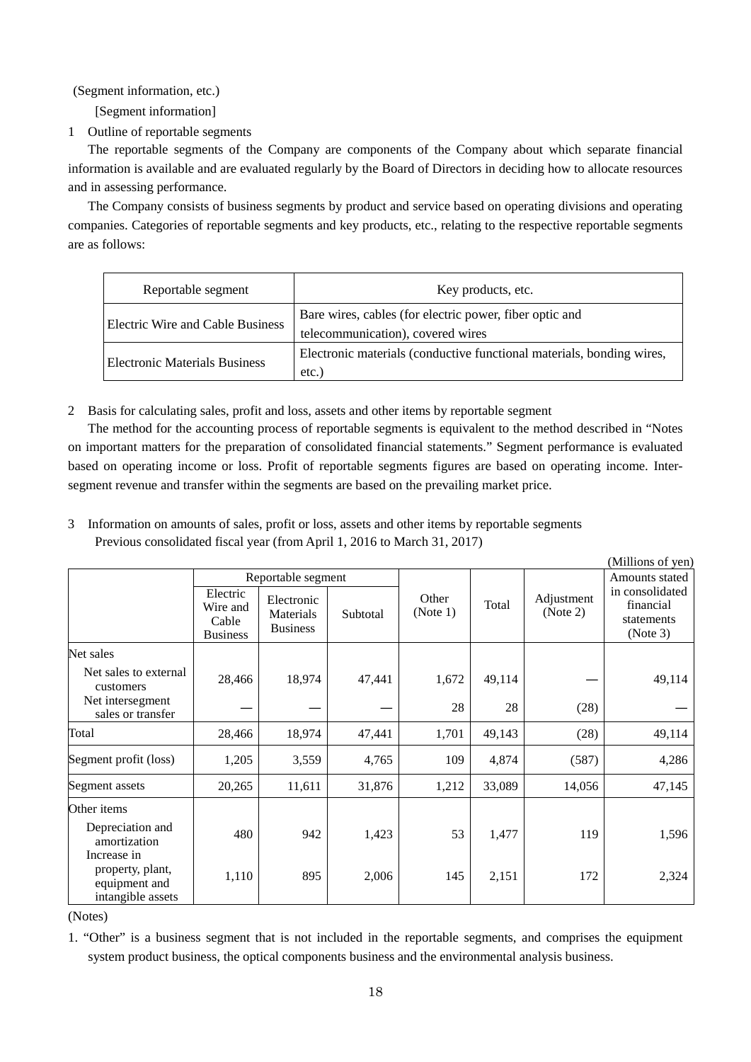(Segment information, etc.)

[Segment information]

1 Outline of reportable segments

The reportable segments of the Company are components of the Company about which separate financial information is available and are evaluated regularly by the Board of Directors in deciding how to allocate resources and in assessing performance.

The Company consists of business segments by product and service based on operating divisions and operating companies. Categories of reportable segments and key products, etc., relating to the respective reportable segments are as follows:

| Reportable segment | Key products, etc. |
|---|---|
| Electric Wire and Cable Business | Bare wires, cables (for electric power, fiber optic and telecommunication), covered wires |
| Electronic Materials Business | Electronic materials (conductive functional materials, bonding wires, etc.) |

2 Basis for calculating sales, profit and loss, assets and other items by reportable segment

The method for the accounting process of reportable segments is equivalent to the method described in "Notes on important matters for the preparation of consolidated financial statements." Segment performance is evaluated based on operating income or loss. Profit of reportable segments figures are based on operating income. Inter-segment revenue and transfer within the segments are based on the prevailing market price.

3 Information on amounts of sales, profit or loss, assets and other items by reportable segments

Previous consolidated fiscal year (from April 1, 2016 to March 31, 2017)

(Millions of yen)

| | Reportable segment | | | Other (Note 1) | Total | Adjustment (Note 2) | Amounts stated in consolidated financial statements (Note 3) |
|---|---|---|---|---|---|---|---|
| | Electric Wire and Cable Business | Electronic Materials Business | Subtotal | | | | |
| Net sales | | | | | | | |
| Net sales to external customers | 28,466 | 18,974 | 47,441 | 1,672 | 49,114 | — | 49,114 |
| Net intersegment sales or transfer | — | — | — | 28 | 28 | (28) | — |
| Total | 28,466 | 18,974 | 47,441 | 1,701 | 49,143 | (28) | 49,114 |
| Segment profit (loss) | 1,205 | 3,559 | 4,765 | 109 | 4,874 | (587) | 4,286 |
| Segment assets | 20,265 | 11,611 | 31,876 | 1,212 | 33,089 | 14,056 | 47,145 |
| Other items | | | | | | | |
| Depreciation and amortization | 480 | 942 | 1,423 | 53 | 1,477 | 119 | 1,596 |
| Increase in property, plant, equipment and intangible assets | 1,110 | 895 | 2,006 | 145 | 2,151 | 172 | 2,324 |

(Notes)

1. "Other" is a business segment that is not included in the reportable segments, and comprises the equipment system product business, the optical components business and the environmental analysis business.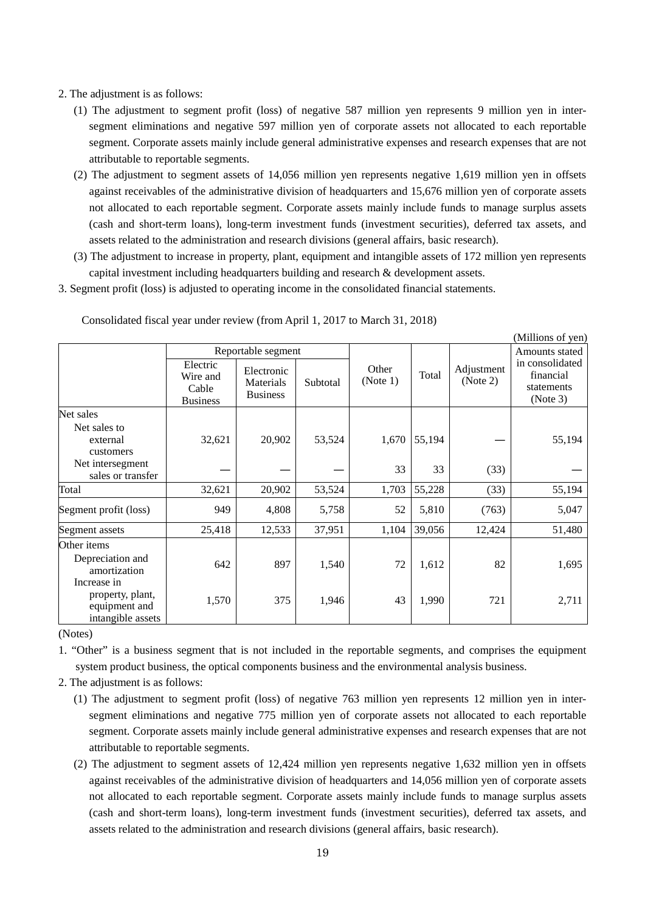2. The adjustment is as follows:

(1) The adjustment to segment profit (loss) of negative 587 million yen represents 9 million yen in inter-segment eliminations and negative 597 million yen of corporate assets not allocated to each reportable segment. Corporate assets mainly include general administrative expenses and research expenses that are not attributable to reportable segments.

(2) The adjustment to segment assets of 14,056 million yen represents negative 1,619 million yen in offsets against receivables of the administrative division of headquarters and 15,676 million yen of corporate assets not allocated to each reportable segment. Corporate assets mainly include funds to manage surplus assets (cash and short-term loans), long-term investment funds (investment securities), deferred tax assets, and assets related to the administration and research divisions (general affairs, basic research).

(3) The adjustment to increase in property, plant, equipment and intangible assets of 172 million yen represents capital investment including headquarters building and research & development assets.

3. Segment profit (loss) is adjusted to operating income in the consolidated financial statements.

Consolidated fiscal year under review (from April 1, 2017 to March 31, 2018)

(Millions of yen)

| | Reportable segment | | | Other (Note 1) | Total | Adjustment (Note 2) | Amounts stated in consolidated financial statements (Note 3) |
|---|---|---|---|---|---|---|---|
| | Electric Wire and Cable Business | Electronic Materials Business | Subtotal | | | | |
| Net sales | | | | | | | |
| Net sales to external customers | 32,621 | 20,902 | 53,524 | 1,670 | 55,194 | — | 55,194 |
| Net intersegment sales or transfer | — | — | — | 33 | 33 | (33) | — |
| Total | 32,621 | 20,902 | 53,524 | 1,703 | 55,228 | (33) | 55,194 |
| Segment profit (loss) | 949 | 4,808 | 5,758 | 52 | 5,810 | (763) | 5,047 |
| Segment assets | 25,418 | 12,533 | 37,951 | 1,104 | 39,056 | 12,424 | 51,480 |
| Other items | | | | | | | |
| Depreciation and amortization | 642 | 897 | 1,540 | 72 | 1,612 | 82 | 1,695 |
| Increase in property, plant, equipment and intangible assets | 1,570 | 375 | 1,946 | 43 | 1,990 | 721 | 2,711 |

(Notes)

1. "Other" is a business segment that is not included in the reportable segments, and comprises the equipment system product business, the optical components business and the environmental analysis business.

2. The adjustment is as follows:

(1) The adjustment to segment profit (loss) of negative 763 million yen represents 12 million yen in inter-segment eliminations and negative 775 million yen of corporate assets not allocated to each reportable segment. Corporate assets mainly include general administrative expenses and research expenses that are not attributable to reportable segments.

(2) The adjustment to segment assets of 12,424 million yen represents negative 1,632 million yen in offsets against receivables of the administrative division of headquarters and 14,056 million yen of corporate assets not allocated to each reportable segment. Corporate assets mainly include funds to manage surplus assets (cash and short-term loans), long-term investment funds (investment securities), deferred tax assets, and assets related to the administration and research divisions (general affairs, basic research).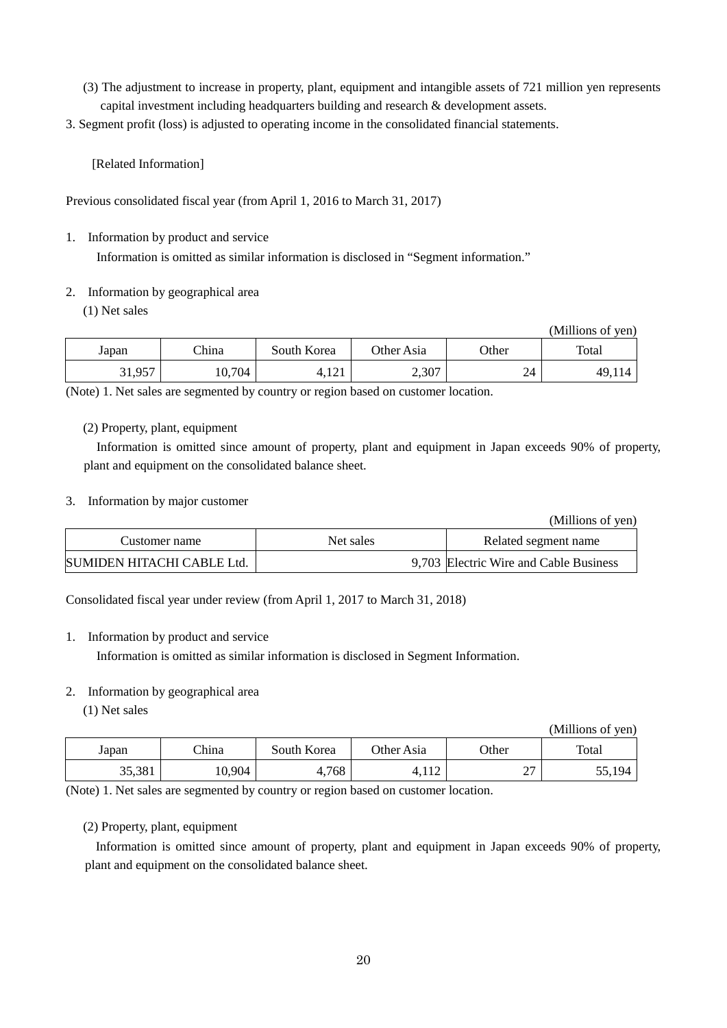(3) The adjustment to increase in property, plant, equipment and intangible assets of 721 million yen represents capital investment including headquarters building and research & development assets.

3. Segment profit (loss) is adjusted to operating income in the consolidated financial statements.

[Related Information]

Previous consolidated fiscal year (from April 1, 2016 to March 31, 2017)

1. Information by product and service

   Information is omitted as similar information is disclosed in “Segment information.”

2. Information by geographical area

   (1) Net sales

(Millions of yen)

| Japan | China | South Korea | Other Asia | Other | Total |
|---|---|---|---|---|---|
| 31,957 | 10,704 | 4,121 | 2,307 | 24 | 49,114 |

(Note) 1. Net sales are segmented by country or region based on customer location.

   (2) Property, plant, equipment

   Information is omitted since amount of property, plant and equipment in Japan exceeds 90% of property, plant and equipment on the consolidated balance sheet.

3. Information by major customer

(Millions of yen)

| Customer name | Net sales | Related segment name |
|---|---|---|
| SUMIDEN HITACHI CABLE Ltd. | 9,703 | Electric Wire and Cable Business |

Consolidated fiscal year under review (from April 1, 2017 to March 31, 2018)

1. Information by product and service

   Information is omitted as similar information is disclosed in Segment Information.

2. Information by geographical area

   (1) Net sales

(Millions of yen)

| Japan | China | South Korea | Other Asia | Other | Total |
|---|---|---|---|---|---|
| 35,381 | 10,904 | 4,768 | 4,112 | 27 | 55,194 |

(Note) 1. Net sales are segmented by country or region based on customer location.

   (2) Property, plant, equipment

   Information is omitted since amount of property, plant and equipment in Japan exceeds 90% of property, plant and equipment on the consolidated balance sheet.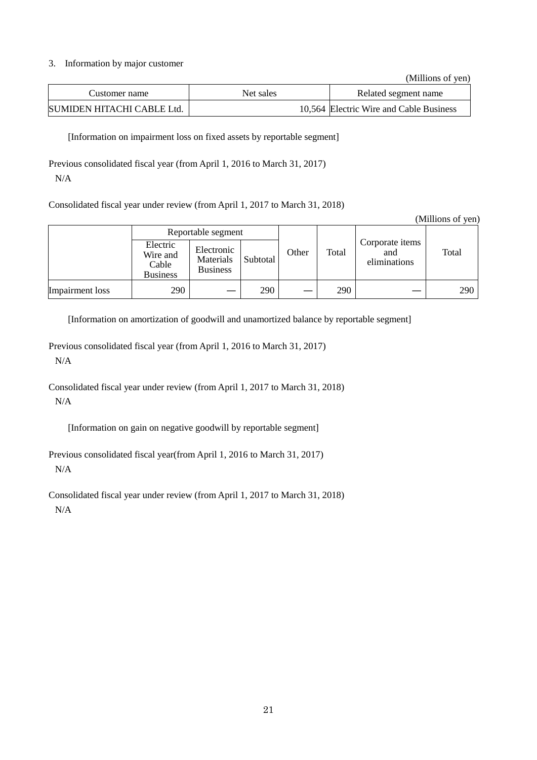3. Information by major customer

(Millions of yen)

| Customer name | Net sales | Related segment name |
|---|---|---|
| SUMIDEN HITACHI CABLE Ltd. | 10,564 | Electric Wire and Cable Business |

[Information on impairment loss on fixed assets by reportable segment]

Previous consolidated fiscal year (from April 1, 2016 to March 31, 2017)

N/A

Consolidated fiscal year under review (from April 1, 2017 to March 31, 2018)

(Millions of yen)

| | Reportable segment | | | Other | Total | Corporate items and eliminations | Total |
|---|---|---|---|---|---|---|---|
| | Electric Wire and Cable Business | Electronic Materials Business | Subtotal | | | | |
| Impairment loss | 290 | — | 290 | — | 290 | — | 290 |

[Information on amortization of goodwill and unamortized balance by reportable segment]

Previous consolidated fiscal year (from April 1, 2016 to March 31, 2017)

N/A

Consolidated fiscal year under review (from April 1, 2017 to March 31, 2018)

N/A

[Information on gain on negative goodwill by reportable segment]

Previous consolidated fiscal year(from April 1, 2016 to March 31, 2017)

N/A

Consolidated fiscal year under review (from April 1, 2017 to March 31, 2018)

N/A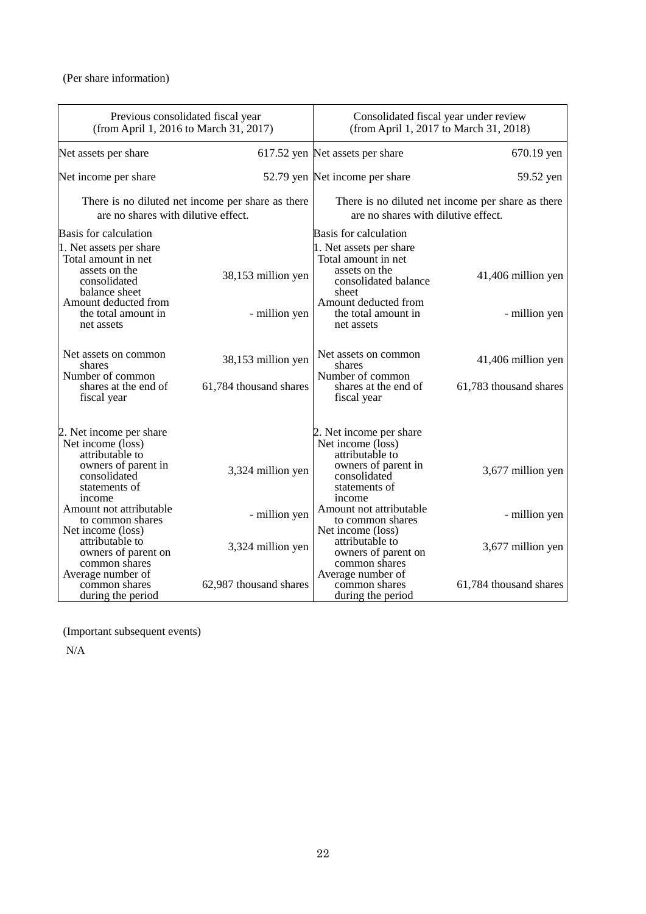(Per share information)

| Previous consolidated fiscal year (from April 1, 2016 to March 31, 2017) | | Consolidated fiscal year under review (from April 1, 2017 to March 31, 2018) | |
|---|---|---|---|
| Net assets per share | 617.52 yen | Net assets per share | 670.19 yen |
| Net income per share | 52.79 yen | Net income per share | 59.52 yen |
| There is no diluted net income per share as there are no shares with dilutive effect. | | There is no diluted net income per share as there are no shares with dilutive effect. | |
| Basis for calculation | | Basis for calculation | |
| 1. Net assets per share | | 1. Net assets per share | |
| Total amount in net assets on the consolidated balance sheet | 38,153 million yen | Total amount in net assets on the consolidated balance sheet | 41,406 million yen |
| Amount deducted from the total amount in net assets | - million yen | Amount deducted from the total amount in net assets | - million yen |
| Net assets on common shares | 38,153 million yen | Net assets on common shares | 41,406 million yen |
| Number of common shares at the end of fiscal year | 61,784 thousand shares | Number of common shares at the end of fiscal year | 61,783 thousand shares |
| 2. Net income per share | | 2. Net income per share | |
| Net income (loss) attributable to owners of parent in consolidated statements of income | 3,324 million yen | Net income (loss) attributable to owners of parent in consolidated statements of income | 3,677 million yen |
| Amount not attributable to common shares | - million yen | Amount not attributable to common shares | - million yen |
| Net income (loss) attributable to owners of parent on common shares | 3,324 million yen | Net income (loss) attributable to owners of parent on common shares | 3,677 million yen |
| Average number of common shares during the period | 62,987 thousand shares | Average number of common shares during the period | 61,784 thousand shares |

(Important subsequent events)

N/A